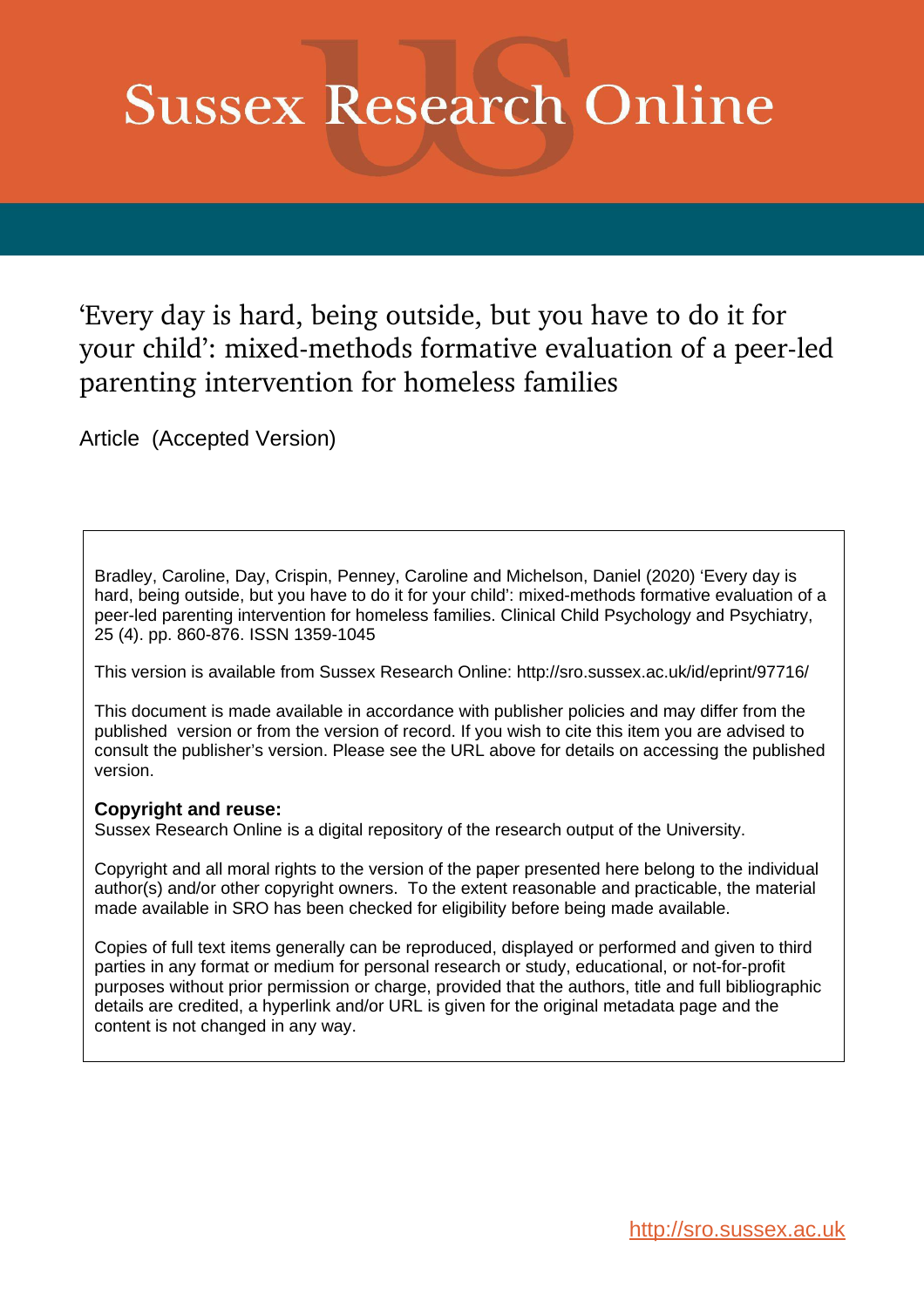# Sussex Research Online

## ‘Every day is hard, being outside, but you have to do it for your child’: mixed-methods formative evaluation of a peer-led parenting intervention for homeless families

Article (Accepted Version)

Bradley, Caroline, Day, Crispin, Penney, Caroline and Michelson, Daniel (2020) ‘Every day is hard, being outside, but you have to do it for your child’: mixed-methods formative evaluation of a peer-led parenting intervention for homeless families. Clinical Child Psychology and Psychiatry, 25 (4). pp. 860-876. ISSN 1359-1045

This version is available from Sussex Research Online: http://sro.sussex.ac.uk/id/eprint/97716/

This document is made available in accordance with publisher policies and may differ from the published version or from the version of record. If you wish to cite this item you are advised to consult the publisher’s version. Please see the URL above for details on accessing the published version.

**Copyright and reuse:**
Sussex Research Online is a digital repository of the research output of the University.

Copyright and all moral rights to the version of the paper presented here belong to the individual author(s) and/or other copyright owners. To the extent reasonable and practicable, the material made available in SRO has been checked for eligibility before being made available.

Copies of full text items generally can be reproduced, displayed or performed and given to third parties in any format or medium for personal research or study, educational, or not-for-profit purposes without prior permission or charge, provided that the authors, title and full bibliographic details are credited, a hyperlink and/or URL is given for the original metadata page and the content is not changed in any way.

http://sro.sussex.ac.uk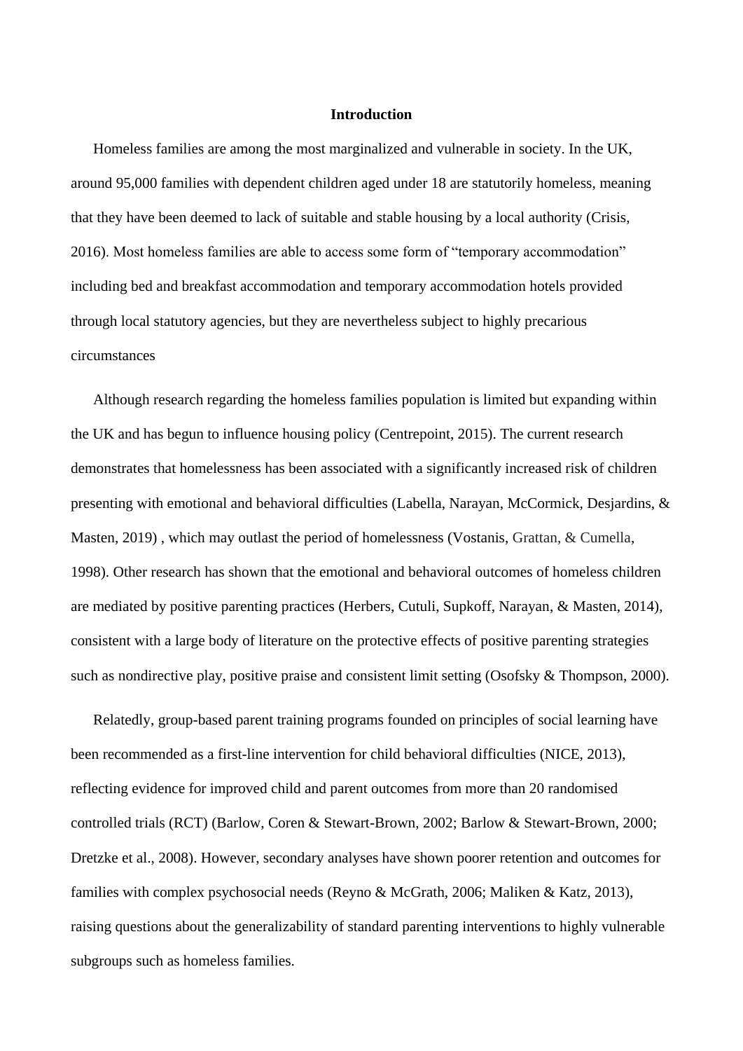# Introduction

Homeless families are among the most marginalized and vulnerable in society. In the UK, around 95,000 families with dependent children aged under 18 are statutorily homeless, meaning that they have been deemed to lack of suitable and stable housing by a local authority (Crisis, 2016). Most homeless families are able to access some form of "temporary accommodation" including bed and breakfast accommodation and temporary accommodation hotels provided through local statutory agencies, but they are nevertheless subject to highly precarious circumstances

Although research regarding the homeless families population is limited but expanding within the UK and has begun to influence housing policy (Centrepoint, 2015). The current research demonstrates that homelessness has been associated with a significantly increased risk of children presenting with emotional and behavioral difficulties (Labella, Narayan, McCormick, Desjardins, & Masten, 2019) , which may outlast the period of homelessness (Vostanis, Grattan, & Cumella, 1998). Other research has shown that the emotional and behavioral outcomes of homeless children are mediated by positive parenting practices (Herbers, Cutuli, Supkoff, Narayan, & Masten, 2014), consistent with a large body of literature on the protective effects of positive parenting strategies such as nondirective play, positive praise and consistent limit setting (Osofsky & Thompson, 2000).

Relatedly, group-based parent training programs founded on principles of social learning have been recommended as a first-line intervention for child behavioral difficulties (NICE, 2013), reflecting evidence for improved child and parent outcomes from more than 20 randomised controlled trials (RCT) (Barlow, Coren & Stewart-Brown, 2002; Barlow & Stewart-Brown, 2000; Dretzke et al., 2008). However, secondary analyses have shown poorer retention and outcomes for families with complex psychosocial needs (Reyno & McGrath, 2006; Maliken & Katz, 2013), raising questions about the generalizability of standard parenting interventions to highly vulnerable subgroups such as homeless families.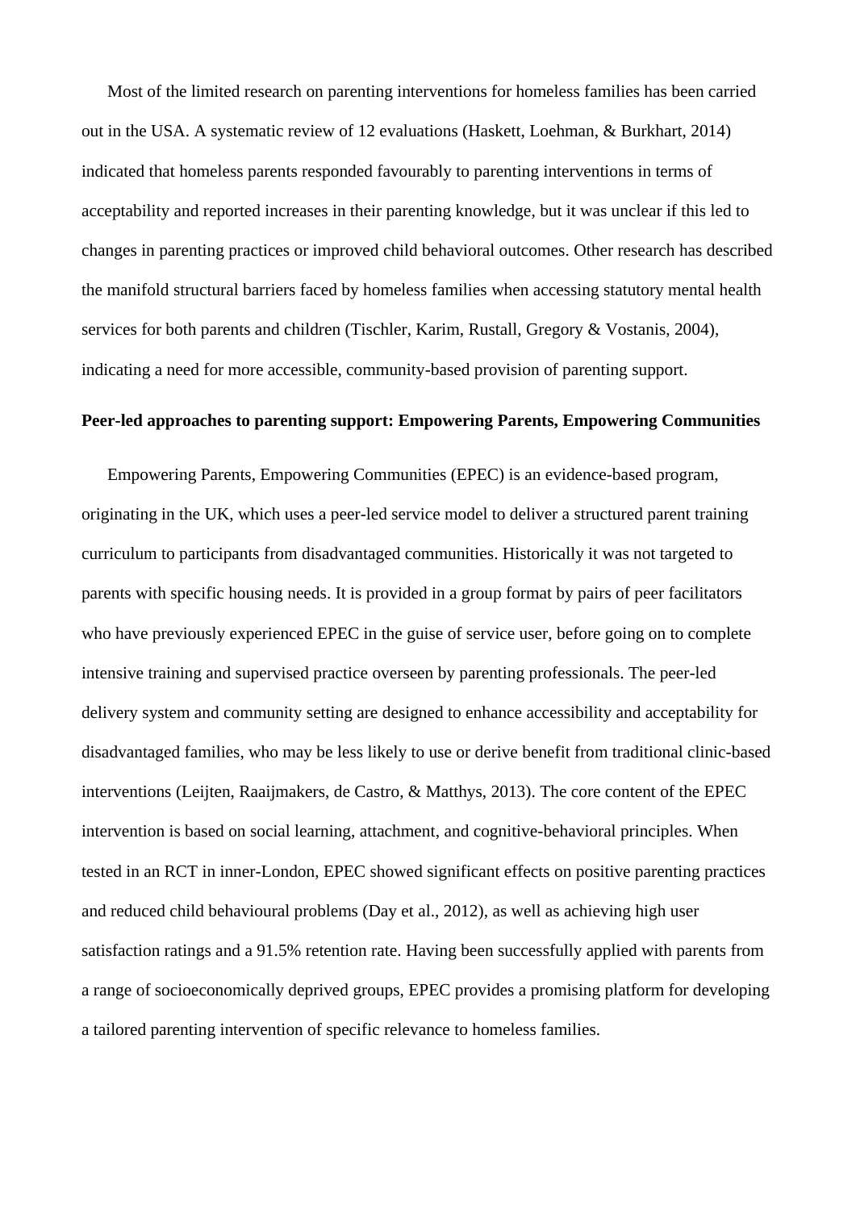Most of the limited research on parenting interventions for homeless families has been carried out in the USA. A systematic review of 12 evaluations (Haskett, Loehman, & Burkhart, 2014) indicated that homeless parents responded favourably to parenting interventions in terms of acceptability and reported increases in their parenting knowledge, but it was unclear if this led to changes in parenting practices or improved child behavioral outcomes. Other research has described the manifold structural barriers faced by homeless families when accessing statutory mental health services for both parents and children (Tischler, Karim, Rustall, Gregory & Vostanis, 2004), indicating a need for more accessible, community-based provision of parenting support.

**Peer-led approaches to parenting support: Empowering Parents, Empowering Communities**

Empowering Parents, Empowering Communities (EPEC) is an evidence-based program, originating in the UK, which uses a peer-led service model to deliver a structured parent training curriculum to participants from disadvantaged communities. Historically it was not targeted to parents with specific housing needs. It is provided in a group format by pairs of peer facilitators who have previously experienced EPEC in the guise of service user, before going on to complete intensive training and supervised practice overseen by parenting professionals. The peer-led delivery system and community setting are designed to enhance accessibility and acceptability for disadvantaged families, who may be less likely to use or derive benefit from traditional clinic-based interventions (Leijten, Raaijmakers, de Castro, & Matthys, 2013). The core content of the EPEC intervention is based on social learning, attachment, and cognitive-behavioral principles. When tested in an RCT in inner-London, EPEC showed significant effects on positive parenting practices and reduced child behavioural problems (Day et al., 2012), as well as achieving high user satisfaction ratings and a 91.5% retention rate. Having been successfully applied with parents from a range of socioeconomically deprived groups, EPEC provides a promising platform for developing a tailored parenting intervention of specific relevance to homeless families.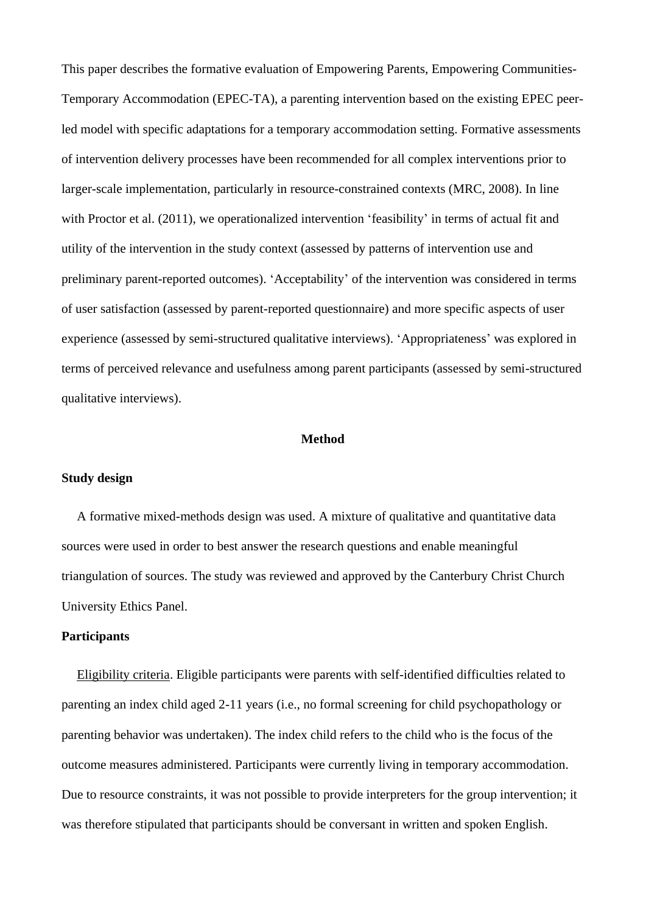This paper describes the formative evaluation of Empowering Parents, Empowering Communities-Temporary Accommodation (EPEC-TA), a parenting intervention based on the existing EPEC peer-led model with specific adaptations for a temporary accommodation setting. Formative assessments of intervention delivery processes have been recommended for all complex interventions prior to larger-scale implementation, particularly in resource-constrained contexts (MRC, 2008). In line with Proctor et al. (2011), we operationalized intervention 'feasibility' in terms of actual fit and utility of the intervention in the study context (assessed by patterns of intervention use and preliminary parent-reported outcomes). 'Acceptability' of the intervention was considered in terms of user satisfaction (assessed by parent-reported questionnaire) and more specific aspects of user experience (assessed by semi-structured qualitative interviews). 'Appropriateness' was explored in terms of perceived relevance and usefulness among parent participants (assessed by semi-structured qualitative interviews).

## Method

### Study design

A formative mixed-methods design was used. A mixture of qualitative and quantitative data sources were used in order to best answer the research questions and enable meaningful triangulation of sources. The study was reviewed and approved by the Canterbury Christ Church University Ethics Panel.

### Participants

Eligibility criteria. Eligible participants were parents with self-identified difficulties related to parenting an index child aged 2-11 years (i.e., no formal screening for child psychopathology or parenting behavior was undertaken). The index child refers to the child who is the focus of the outcome measures administered. Participants were currently living in temporary accommodation. Due to resource constraints, it was not possible to provide interpreters for the group intervention; it was therefore stipulated that participants should be conversant in written and spoken English.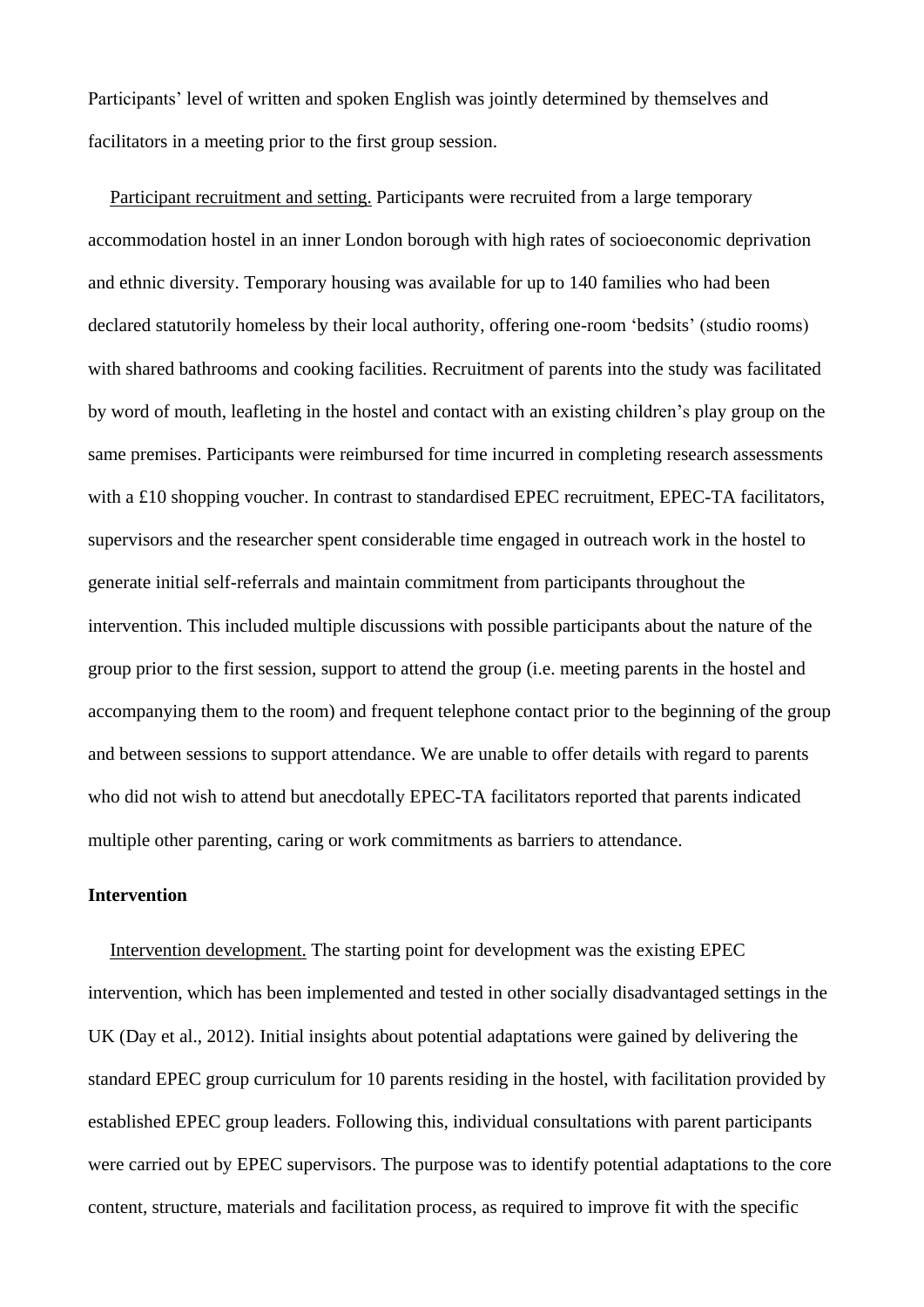Participants' level of written and spoken English was jointly determined by themselves and facilitators in a meeting prior to the first group session.

<u>Participant recruitment and setting.</u> Participants were recruited from a large temporary accommodation hostel in an inner London borough with high rates of socioeconomic deprivation and ethnic diversity. Temporary housing was available for up to 140 families who had been declared statutorily homeless by their local authority, offering one-room 'bedsits' (studio rooms) with shared bathrooms and cooking facilities. Recruitment of parents into the study was facilitated by word of mouth, leafleting in the hostel and contact with an existing children's play group on the same premises. Participants were reimbursed for time incurred in completing research assessments with a £10 shopping voucher. In contrast to standardised EPEC recruitment, EPEC-TA facilitators, supervisors and the researcher spent considerable time engaged in outreach work in the hostel to generate initial self-referrals and maintain commitment from participants throughout the intervention. This included multiple discussions with possible participants about the nature of the group prior to the first session, support to attend the group (i.e. meeting parents in the hostel and accompanying them to the room) and frequent telephone contact prior to the beginning of the group and between sessions to support attendance. We are unable to offer details with regard to parents who did not wish to attend but anecdotally EPEC-TA facilitators reported that parents indicated multiple other parenting, caring or work commitments as barriers to attendance.

**Intervention**

<u>Intervention development.</u> The starting point for development was the existing EPEC intervention, which has been implemented and tested in other socially disadvantaged settings in the UK (Day et al., 2012). Initial insights about potential adaptations were gained by delivering the standard EPEC group curriculum for 10 parents residing in the hostel, with facilitation provided by established EPEC group leaders. Following this, individual consultations with parent participants were carried out by EPEC supervisors. The purpose was to identify potential adaptations to the core content, structure, materials and facilitation process, as required to improve fit with the specific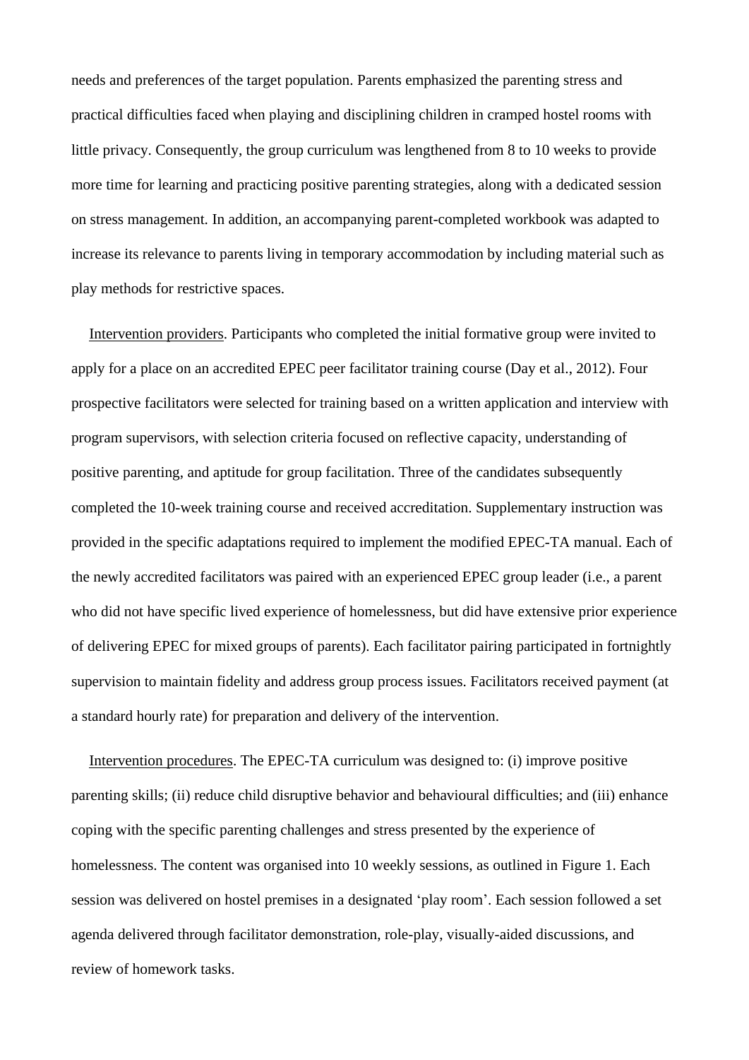needs and preferences of the target population. Parents emphasized the parenting stress and practical difficulties faced when playing and disciplining children in cramped hostel rooms with little privacy. Consequently, the group curriculum was lengthened from 8 to 10 weeks to provide more time for learning and practicing positive parenting strategies, along with a dedicated session on stress management. In addition, an accompanying parent-completed workbook was adapted to increase its relevance to parents living in temporary accommodation by including material such as play methods for restrictive spaces.

Intervention providers. Participants who completed the initial formative group were invited to apply for a place on an accredited EPEC peer facilitator training course (Day et al., 2012). Four prospective facilitators were selected for training based on a written application and interview with program supervisors, with selection criteria focused on reflective capacity, understanding of positive parenting, and aptitude for group facilitation. Three of the candidates subsequently completed the 10-week training course and received accreditation. Supplementary instruction was provided in the specific adaptations required to implement the modified EPEC-TA manual. Each of the newly accredited facilitators was paired with an experienced EPEC group leader (i.e., a parent who did not have specific lived experience of homelessness, but did have extensive prior experience of delivering EPEC for mixed groups of parents). Each facilitator pairing participated in fortnightly supervision to maintain fidelity and address group process issues. Facilitators received payment (at a standard hourly rate) for preparation and delivery of the intervention.

Intervention procedures. The EPEC-TA curriculum was designed to: (i) improve positive parenting skills; (ii) reduce child disruptive behavior and behavioural difficulties; and (iii) enhance coping with the specific parenting challenges and stress presented by the experience of homelessness. The content was organised into 10 weekly sessions, as outlined in Figure 1. Each session was delivered on hostel premises in a designated 'play room'. Each session followed a set agenda delivered through facilitator demonstration, role-play, visually-aided discussions, and review of homework tasks.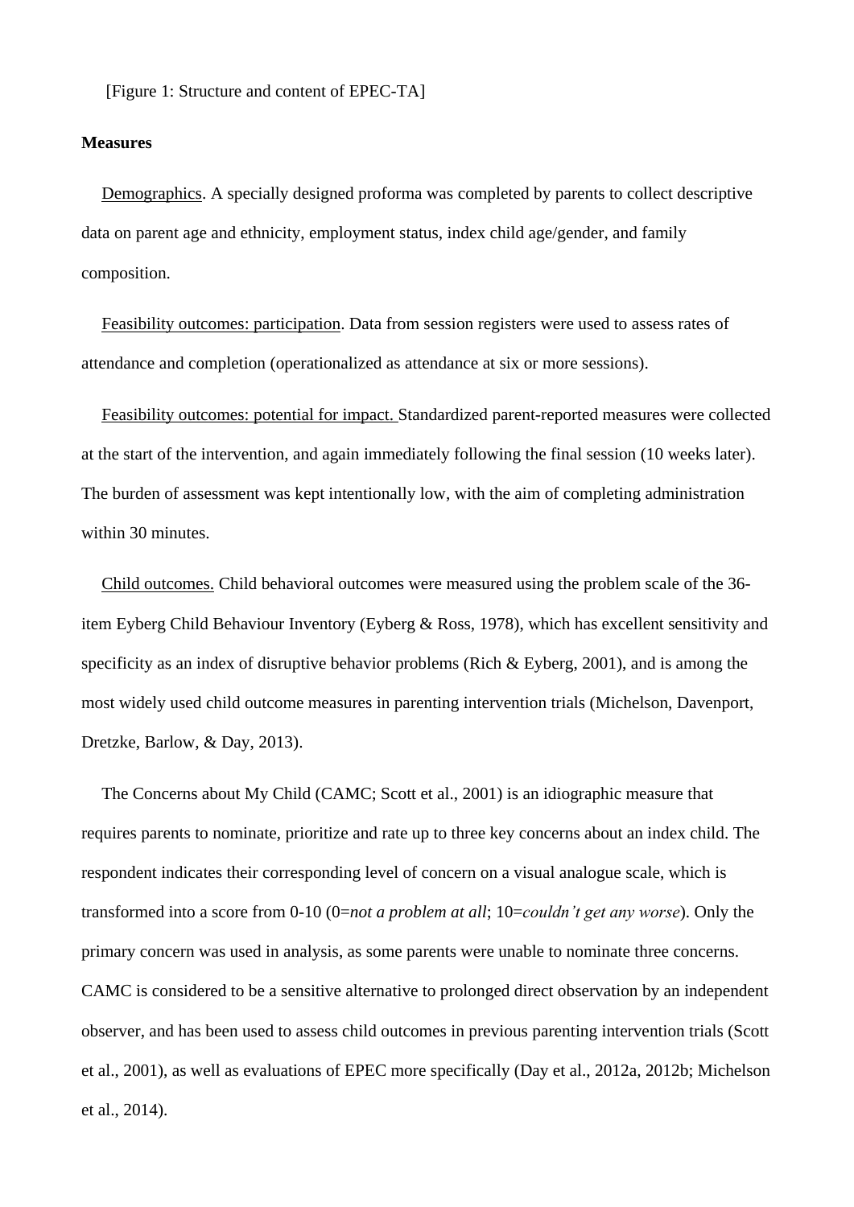[Figure 1: Structure and content of EPEC-TA]

**Measures**

Demographics. A specially designed proforma was completed by parents to collect descriptive data on parent age and ethnicity, employment status, index child age/gender, and family composition.

Feasibility outcomes: participation. Data from session registers were used to assess rates of attendance and completion (operationalized as attendance at six or more sessions).

Feasibility outcomes: potential for impact. Standardized parent-reported measures were collected at the start of the intervention, and again immediately following the final session (10 weeks later). The burden of assessment was kept intentionally low, with the aim of completing administration within 30 minutes.

Child outcomes. Child behavioral outcomes were measured using the problem scale of the 36-item Eyberg Child Behaviour Inventory (Eyberg & Ross, 1978), which has excellent sensitivity and specificity as an index of disruptive behavior problems (Rich & Eyberg, 2001), and is among the most widely used child outcome measures in parenting intervention trials (Michelson, Davenport, Dretzke, Barlow, & Day, 2013).

The Concerns about My Child (CAMC; Scott et al., 2001) is an idiographic measure that requires parents to nominate, prioritize and rate up to three key concerns about an index child. The respondent indicates their corresponding level of concern on a visual analogue scale, which is transformed into a score from 0-10 (0=*not a problem at all*; 10=*couldn't get any worse*). Only the primary concern was used in analysis, as some parents were unable to nominate three concerns. CAMC is considered to be a sensitive alternative to prolonged direct observation by an independent observer, and has been used to assess child outcomes in previous parenting intervention trials (Scott et al., 2001), as well as evaluations of EPEC more specifically (Day et al., 2012a, 2012b; Michelson et al., 2014).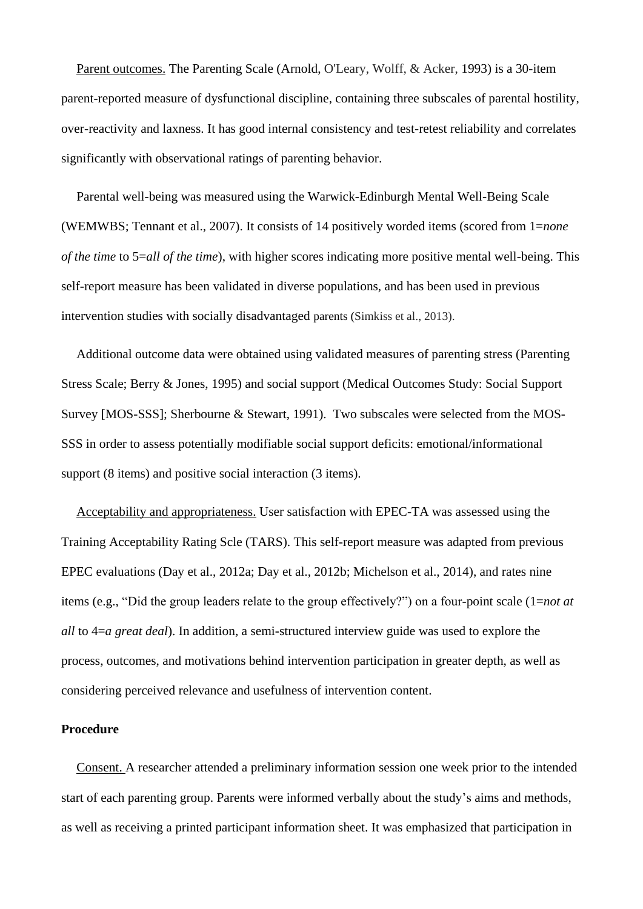Parent outcomes. The Parenting Scale (Arnold, O'Leary, Wolff, & Acker, 1993) is a 30-item parent-reported measure of dysfunctional discipline, containing three subscales of parental hostility, over-reactivity and laxness. It has good internal consistency and test-retest reliability and correlates significantly with observational ratings of parenting behavior.

Parental well-being was measured using the Warwick-Edinburgh Mental Well-Being Scale (WEMWBS; Tennant et al., 2007). It consists of 14 positively worded items (scored from 1=*none of the time* to 5=*all of the time*), with higher scores indicating more positive mental well-being. This self-report measure has been validated in diverse populations, and has been used in previous intervention studies with socially disadvantaged parents (Simkiss et al., 2013).

Additional outcome data were obtained using validated measures of parenting stress (Parenting Stress Scale; Berry & Jones, 1995) and social support (Medical Outcomes Study: Social Support Survey [MOS-SSS]; Sherbourne & Stewart, 1991). Two subscales were selected from the MOS-SSS in order to assess potentially modifiable social support deficits: emotional/informational support (8 items) and positive social interaction (3 items).

Acceptability and appropriateness. User satisfaction with EPEC-TA was assessed using the Training Acceptability Rating Scle (TARS). This self-report measure was adapted from previous EPEC evaluations (Day et al., 2012a; Day et al., 2012b; Michelson et al., 2014), and rates nine items (e.g., "Did the group leaders relate to the group effectively?") on a four-point scale (1=*not at all* to 4=*a great deal*). In addition, a semi-structured interview guide was used to explore the process, outcomes, and motivations behind intervention participation in greater depth, as well as considering perceived relevance and usefulness of intervention content.

**Procedure**

Consent. A researcher attended a preliminary information session one week prior to the intended start of each parenting group. Parents were informed verbally about the study's aims and methods, as well as receiving a printed participant information sheet. It was emphasized that participation in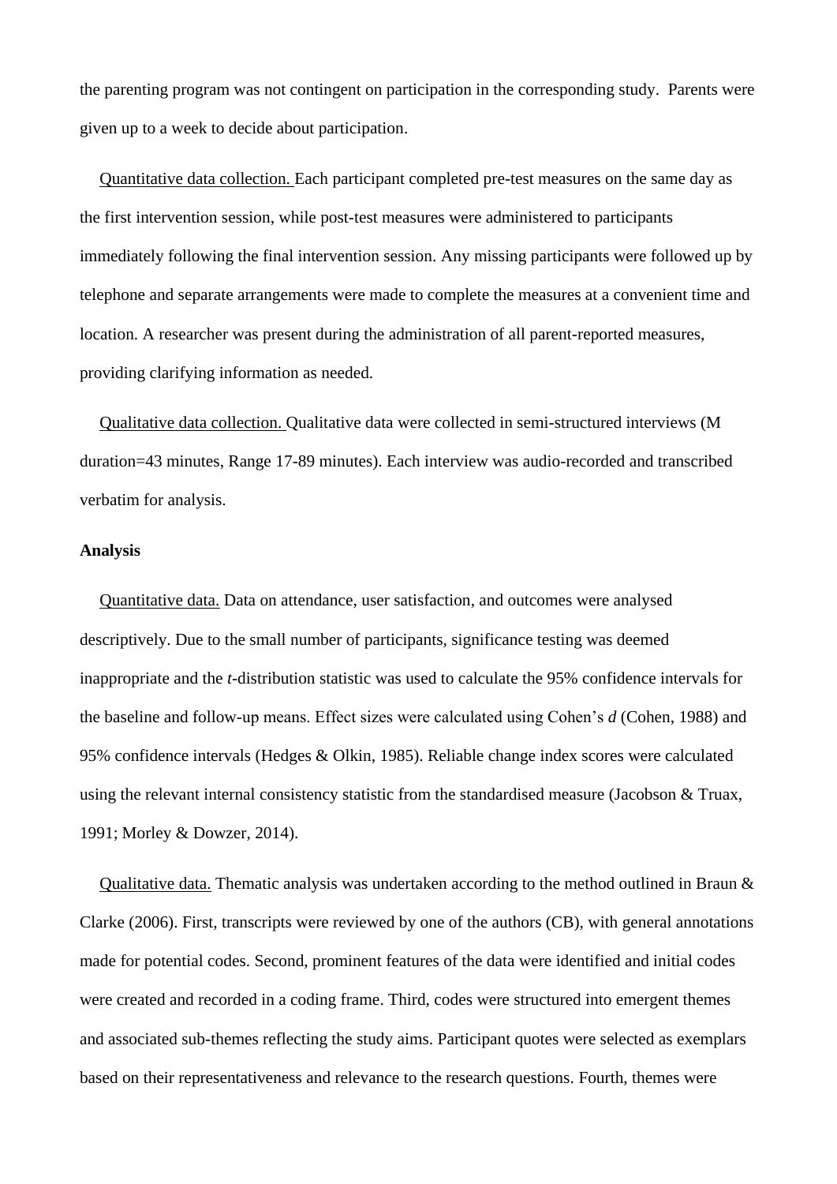the parenting program was not contingent on participation in the corresponding study. Parents were given up to a week to decide about participation.

Quantitative data collection. Each participant completed pre-test measures on the same day as the first intervention session, while post-test measures were administered to participants immediately following the final intervention session. Any missing participants were followed up by telephone and separate arrangements were made to complete the measures at a convenient time and location. A researcher was present during the administration of all parent-reported measures, providing clarifying information as needed.

Qualitative data collection. Qualitative data were collected in semi-structured interviews (M duration=43 minutes, Range 17-89 minutes). Each interview was audio-recorded and transcribed verbatim for analysis.

**Analysis**

Quantitative data. Data on attendance, user satisfaction, and outcomes were analysed descriptively. Due to the small number of participants, significance testing was deemed inappropriate and the *t*-distribution statistic was used to calculate the 95% confidence intervals for the baseline and follow-up means. Effect sizes were calculated using Cohen's *d* (Cohen, 1988) and 95% confidence intervals (Hedges & Olkin, 1985). Reliable change index scores were calculated using the relevant internal consistency statistic from the standardised measure (Jacobson & Truax, 1991; Morley & Dowzer, 2014).

Qualitative data. Thematic analysis was undertaken according to the method outlined in Braun & Clarke (2006). First, transcripts were reviewed by one of the authors (CB), with general annotations made for potential codes. Second, prominent features of the data were identified and initial codes were created and recorded in a coding frame. Third, codes were structured into emergent themes and associated sub-themes reflecting the study aims. Participant quotes were selected as exemplars based on their representativeness and relevance to the research questions. Fourth, themes were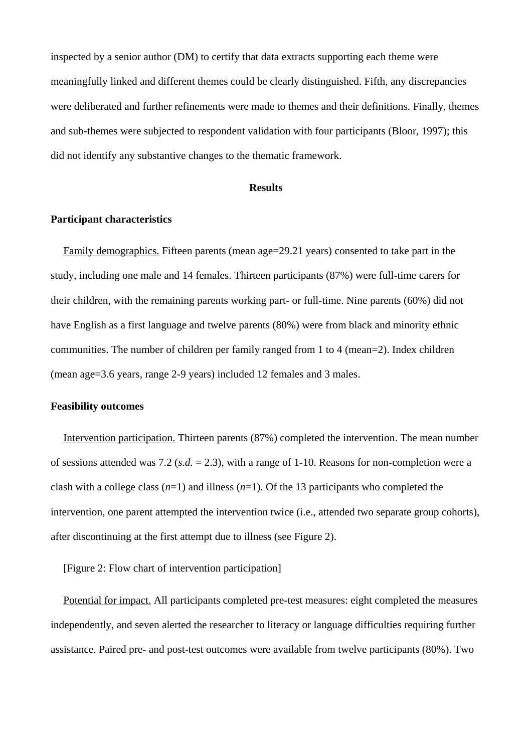inspected by a senior author (DM) to certify that data extracts supporting each theme were meaningfully linked and different themes could be clearly distinguished. Fifth, any discrepancies were deliberated and further refinements were made to themes and their definitions. Finally, themes and sub-themes were subjected to respondent validation with four participants (Bloor, 1997); this did not identify any substantive changes to the thematic framework.

## Results

### Participant characteristics

Family demographics. Fifteen parents (mean age=29.21 years) consented to take part in the study, including one male and 14 females. Thirteen participants (87%) were full-time carers for their children, with the remaining parents working part- or full-time. Nine parents (60%) did not have English as a first language and twelve parents (80%) were from black and minority ethnic communities. The number of children per family ranged from 1 to 4 (mean=2). Index children (mean age=3.6 years, range 2-9 years) included 12 females and 3 males.

### Feasibility outcomes

Intervention participation. Thirteen parents (87%) completed the intervention. The mean number of sessions attended was 7.2 (*s.d.* = 2.3), with a range of 1-10. Reasons for non-completion were a clash with a college class ($n$=1) and illness ($n$=1). Of the 13 participants who completed the intervention, one parent attempted the intervention twice (i.e., attended two separate group cohorts), after discontinuing at the first attempt due to illness (see Figure 2).

[Figure 2: Flow chart of intervention participation]

Potential for impact. All participants completed pre-test measures: eight completed the measures independently, and seven alerted the researcher to literacy or language difficulties requiring further assistance. Paired pre- and post-test outcomes were available from twelve participants (80%). Two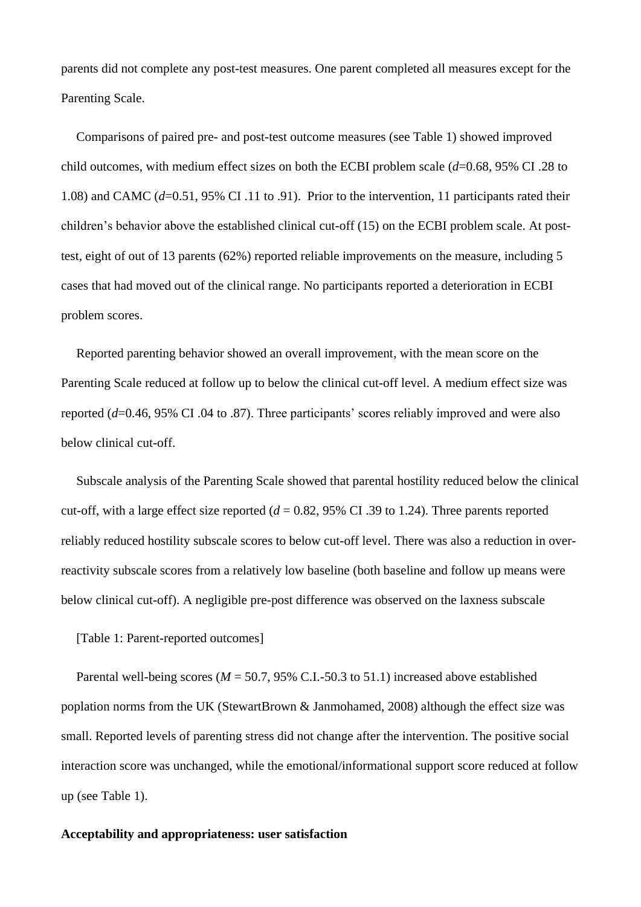parents did not complete any post-test measures. One parent completed all measures except for the Parenting Scale.

Comparisons of paired pre- and post-test outcome measures (see Table 1) showed improved child outcomes, with medium effect sizes on both the ECBI problem scale (*d*=0.68, 95% CI .28 to 1.08) and CAMC (*d*=0.51, 95% CI .11 to .91). Prior to the intervention, 11 participants rated their children's behavior above the established clinical cut-off (15) on the ECBI problem scale. At post-test, eight of out of 13 parents (62%) reported reliable improvements on the measure, including 5 cases that had moved out of the clinical range. No participants reported a deterioration in ECBI problem scores.

Reported parenting behavior showed an overall improvement, with the mean score on the Parenting Scale reduced at follow up to below the clinical cut-off level. A medium effect size was reported (*d*=0.46, 95% CI .04 to .87). Three participants' scores reliably improved and were also below clinical cut-off.

Subscale analysis of the Parenting Scale showed that parental hostility reduced below the clinical cut-off, with a large effect size reported (*d* = 0.82, 95% CI .39 to 1.24). Three parents reported reliably reduced hostility subscale scores to below cut-off level. There was also a reduction in over-reactivity subscale scores from a relatively low baseline (both baseline and follow up means were below clinical cut-off). A negligible pre-post difference was observed on the laxness subscale

[Table 1: Parent-reported outcomes]

Parental well-being scores (*M* = 50.7, 95% C.I.-50.3 to 51.1) increased above established poplation norms from the UK (StewartBrown & Janmohamed, 2008) although the effect size was small. Reported levels of parenting stress did not change after the intervention. The positive social interaction score was unchanged, while the emotional/informational support score reduced at follow up (see Table 1).

**Acceptability and appropriateness: user satisfaction**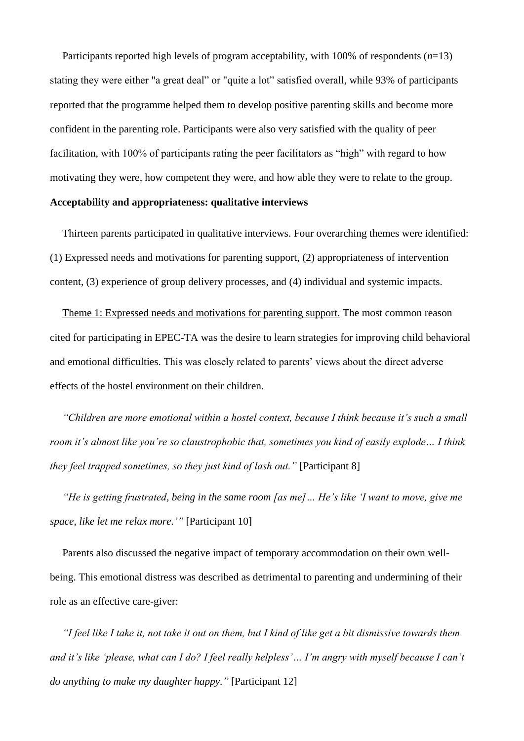Participants reported high levels of program acceptability, with 100% of respondents (*n*=13) stating they were either "a great deal" or "quite a lot" satisfied overall, while 93% of participants reported that the programme helped them to develop positive parenting skills and become more confident in the parenting role. Participants were also very satisfied with the quality of peer facilitation, with 100% of participants rating the peer facilitators as "high" with regard to how motivating they were, how competent they were, and how able they were to relate to the group.

**Acceptability and appropriateness: qualitative interviews**

Thirteen parents participated in qualitative interviews. Four overarching themes were identified: (1) Expressed needs and motivations for parenting support, (2) appropriateness of intervention content, (3) experience of group delivery processes, and (4) individual and systemic impacts.

<u>Theme 1: Expressed needs and motivations for parenting support.</u> The most common reason cited for participating in EPEC-TA was the desire to learn strategies for improving child behavioral and emotional difficulties. This was closely related to parents' views about the direct adverse effects of the hostel environment on their children.

*"Children are more emotional within a hostel context, because I think because it's such a small room it's almost like you're so claustrophobic that, sometimes you kind of easily explode… I think they feel trapped sometimes, so they just kind of lash out."* [Participant 8]

*"He is getting frustrated, being in the same room [as me]… He's like 'I want to move, give me space, like let me relax more.'"* [Participant 10]

Parents also discussed the negative impact of temporary accommodation on their own well-being. This emotional distress was described as detrimental to parenting and undermining of their role as an effective care-giver:

*"I feel like I take it, not take it out on them, but I kind of like get a bit dismissive towards them and it's like 'please, what can I do? I feel really helpless'… I'm angry with myself because I can't do anything to make my daughter happy."* [Participant 12]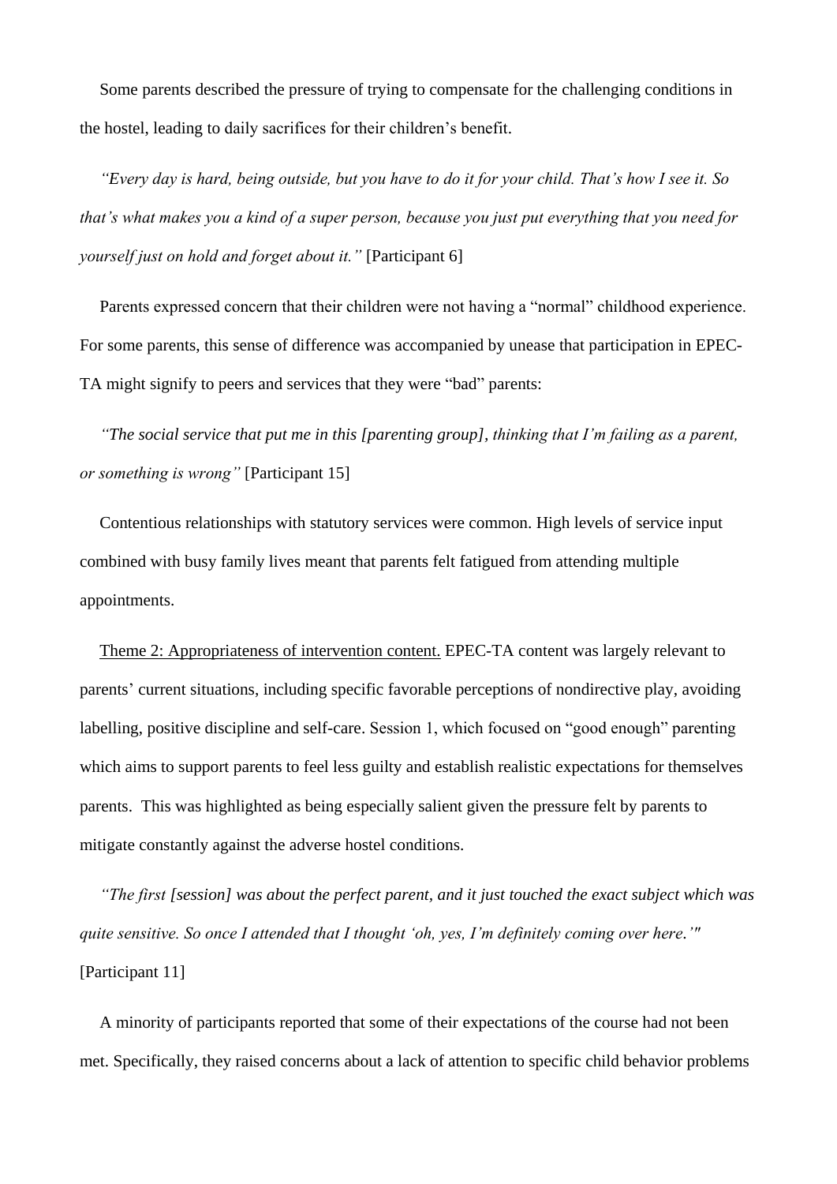Some parents described the pressure of trying to compensate for the challenging conditions in the hostel, leading to daily sacrifices for their children's benefit.

*"Every day is hard, being outside, but you have to do it for your child. That's how I see it. So that's what makes you a kind of a super person, because you just put everything that you need for yourself just on hold and forget about it."* [Participant 6]

Parents expressed concern that their children were not having a "normal" childhood experience. For some parents, this sense of difference was accompanied by unease that participation in EPEC-TA might signify to peers and services that they were "bad" parents:

*"The social service that put me in this [parenting group], thinking that I'm failing as a parent, or something is wrong"* [Participant 15]

Contentious relationships with statutory services were common. High levels of service input combined with busy family lives meant that parents felt fatigued from attending multiple appointments.

<u>Theme 2: Appropriateness of intervention content.</u> EPEC-TA content was largely relevant to parents' current situations, including specific favorable perceptions of nondirective play, avoiding labelling, positive discipline and self-care. Session 1, which focused on "good enough" parenting which aims to support parents to feel less guilty and establish realistic expectations for themselves parents. This was highlighted as being especially salient given the pressure felt by parents to mitigate constantly against the adverse hostel conditions.

*"The first [session] was about the perfect parent, and it just touched the exact subject which was quite sensitive. So once I attended that I thought 'oh, yes, I'm definitely coming over here.'"* [Participant 11]

A minority of participants reported that some of their expectations of the course had not been met. Specifically, they raised concerns about a lack of attention to specific child behavior problems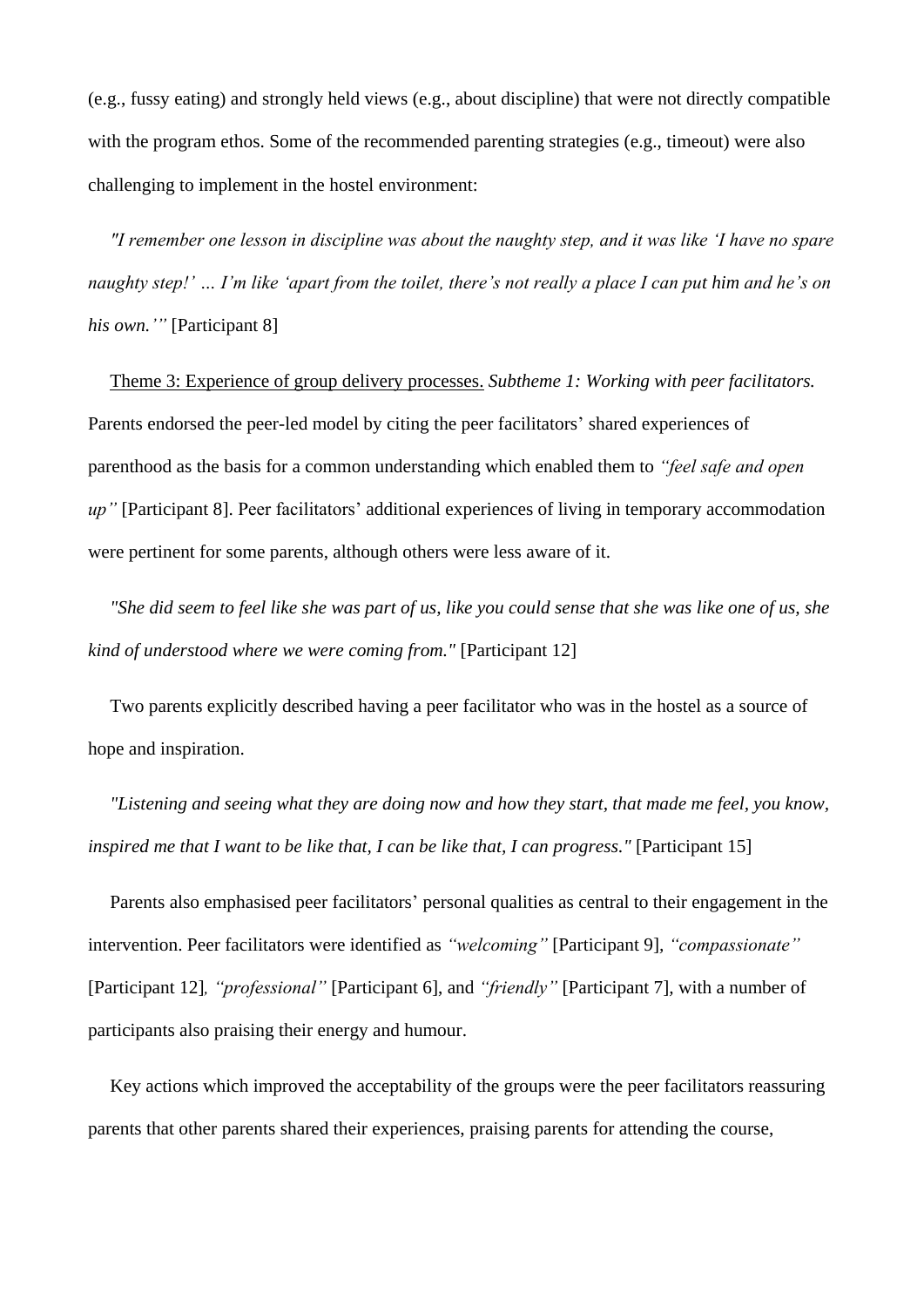(e.g., fussy eating) and strongly held views (e.g., about discipline) that were not directly compatible with the program ethos. Some of the recommended parenting strategies (e.g., timeout) were also challenging to implement in the hostel environment:

*"I remember one lesson in discipline was about the naughty step, and it was like 'I have no spare naughty step!' … I'm like 'apart from the toilet, there's not really a place I can put him and he's on his own.'"* [Participant 8]

<u>Theme 3: Experience of group delivery processes.</u> *Subtheme 1: Working with peer facilitators.* Parents endorsed the peer-led model by citing the peer facilitators' shared experiences of parenthood as the basis for a common understanding which enabled them to *"feel safe and open up"* [Participant 8]. Peer facilitators' additional experiences of living in temporary accommodation were pertinent for some parents, although others were less aware of it.

*"She did seem to feel like she was part of us, like you could sense that she was like one of us, she kind of understood where we were coming from."* [Participant 12]

Two parents explicitly described having a peer facilitator who was in the hostel as a source of hope and inspiration.

*"Listening and seeing what they are doing now and how they start, that made me feel, you know, inspired me that I want to be like that, I can be like that, I can progress."* [Participant 15]

Parents also emphasised peer facilitators' personal qualities as central to their engagement in the intervention. Peer facilitators were identified as *"welcoming"* [Participant 9], *"compassionate"* [Participant 12], *"professional"* [Participant 6], and *"friendly"* [Participant 7], with a number of participants also praising their energy and humour.

Key actions which improved the acceptability of the groups were the peer facilitators reassuring parents that other parents shared their experiences, praising parents for attending the course,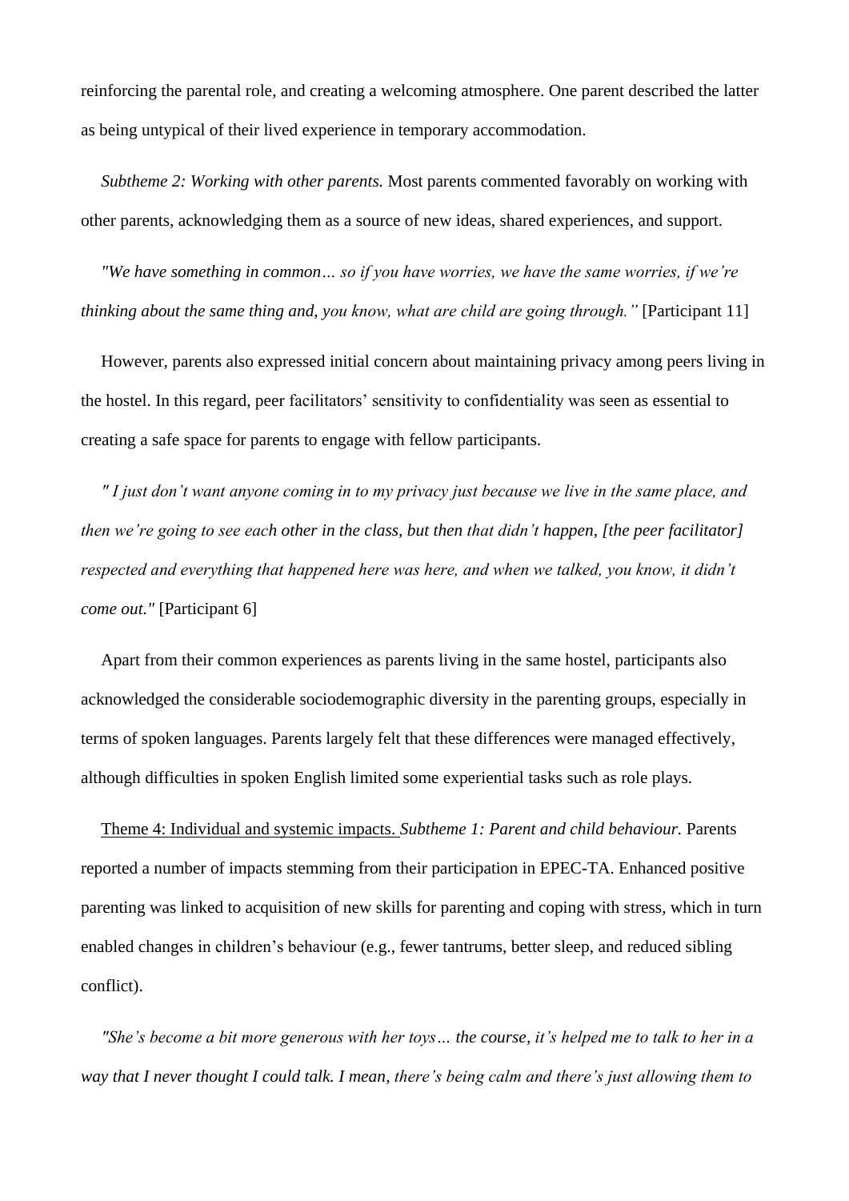reinforcing the parental role, and creating a welcoming atmosphere. One parent described the latter as being untypical of their lived experience in temporary accommodation.

*Subtheme 2: Working with other parents.* Most parents commented favorably on working with other parents, acknowledging them as a source of new ideas, shared experiences, and support.

*"We have something in common… so if you have worries, we have the same worries, if we're thinking about the same thing and, you know, what are child are going through."* [Participant 11]

However, parents also expressed initial concern about maintaining privacy among peers living in the hostel. In this regard, peer facilitators' sensitivity to confidentiality was seen as essential to creating a safe space for parents to engage with fellow participants.

*" I just don't want anyone coming in to my privacy just because we live in the same place, and then we're going to see each other in the class, but then that didn't happen, [the peer facilitator] respected and everything that happened here was here, and when we talked, you know, it didn't come out."* [Participant 6]

Apart from their common experiences as parents living in the same hostel, participants also acknowledged the considerable sociodemographic diversity in the parenting groups, especially in terms of spoken languages. Parents largely felt that these differences were managed effectively, although difficulties in spoken English limited some experiential tasks such as role plays.

<u>Theme 4: Individual and systemic impacts.</u> *Subtheme 1: Parent and child behaviour.* Parents reported a number of impacts stemming from their participation in EPEC-TA. Enhanced positive parenting was linked to acquisition of new skills for parenting and coping with stress, which in turn enabled changes in children's behaviour (e.g., fewer tantrums, better sleep, and reduced sibling conflict).

*"She's become a bit more generous with her toys… the course, it's helped me to talk to her in a way that I never thought I could talk. I mean, there's being calm and there's just allowing them to*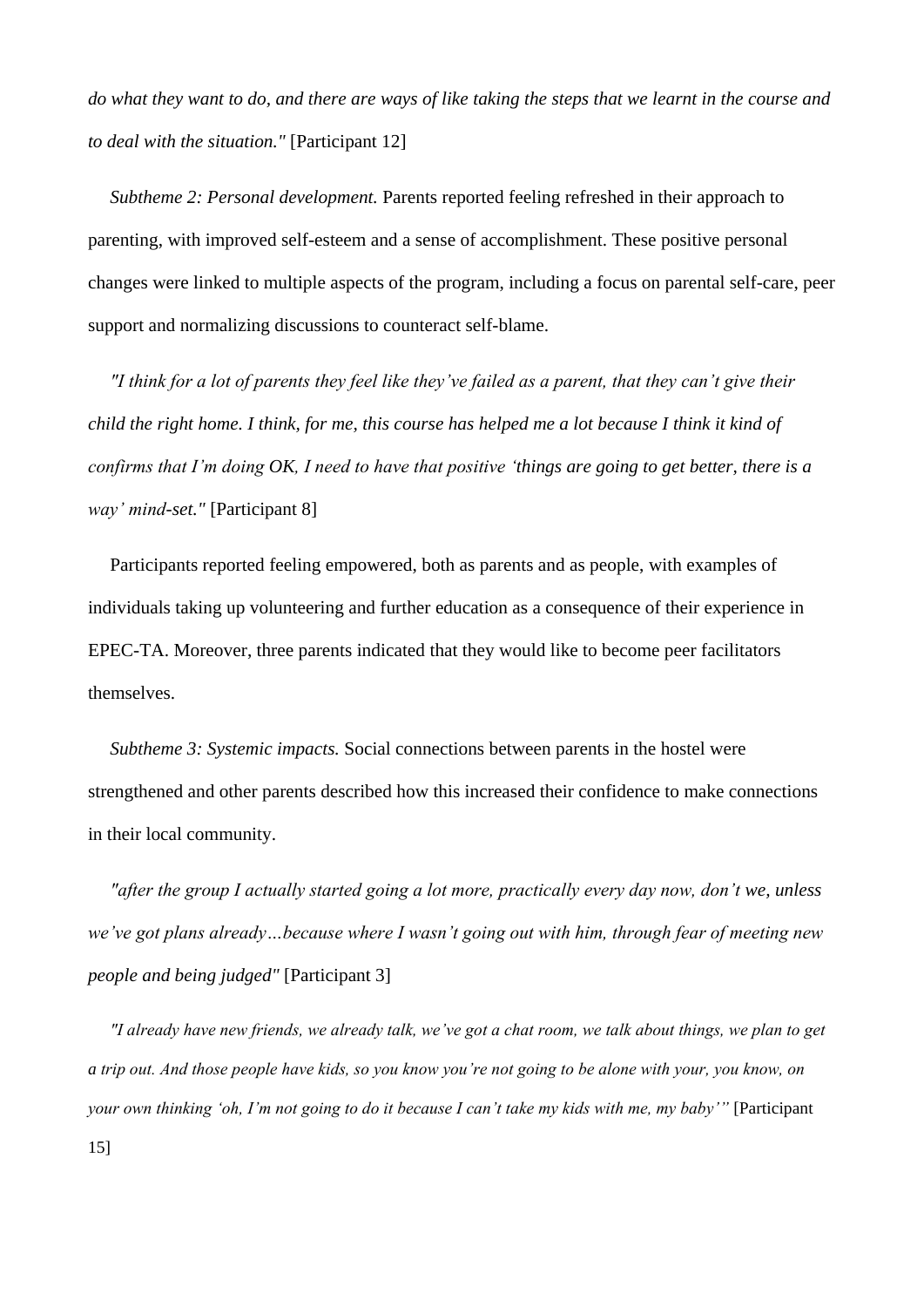*do what they want to do, and there are ways of like taking the steps that we learnt in the course and to deal with the situation."* [Participant 12]

*Subtheme 2: Personal development.* Parents reported feeling refreshed in their approach to parenting, with improved self-esteem and a sense of accomplishment. These positive personal changes were linked to multiple aspects of the program, including a focus on parental self-care, peer support and normalizing discussions to counteract self-blame.

*"I think for a lot of parents they feel like they've failed as a parent, that they can't give their child the right home. I think, for me, this course has helped me a lot because I think it kind of confirms that I'm doing OK, I need to have that positive 'things are going to get better, there is a way' mind-set."* [Participant 8]

Participants reported feeling empowered, both as parents and as people, with examples of individuals taking up volunteering and further education as a consequence of their experience in EPEC-TA. Moreover, three parents indicated that they would like to become peer facilitators themselves.

*Subtheme 3: Systemic impacts.* Social connections between parents in the hostel were strengthened and other parents described how this increased their confidence to make connections in their local community.

*"after the group I actually started going a lot more, practically every day now, don't we, unless we've got plans already…because where I wasn't going out with him, through fear of meeting new people and being judged"* [Participant 3]

*"I already have new friends, we already talk, we've got a chat room, we talk about things, we plan to get a trip out. And those people have kids, so you know you're not going to be alone with your, you know, on your own thinking 'oh, I'm not going to do it because I can't take my kids with me, my baby'"* [Participant 15]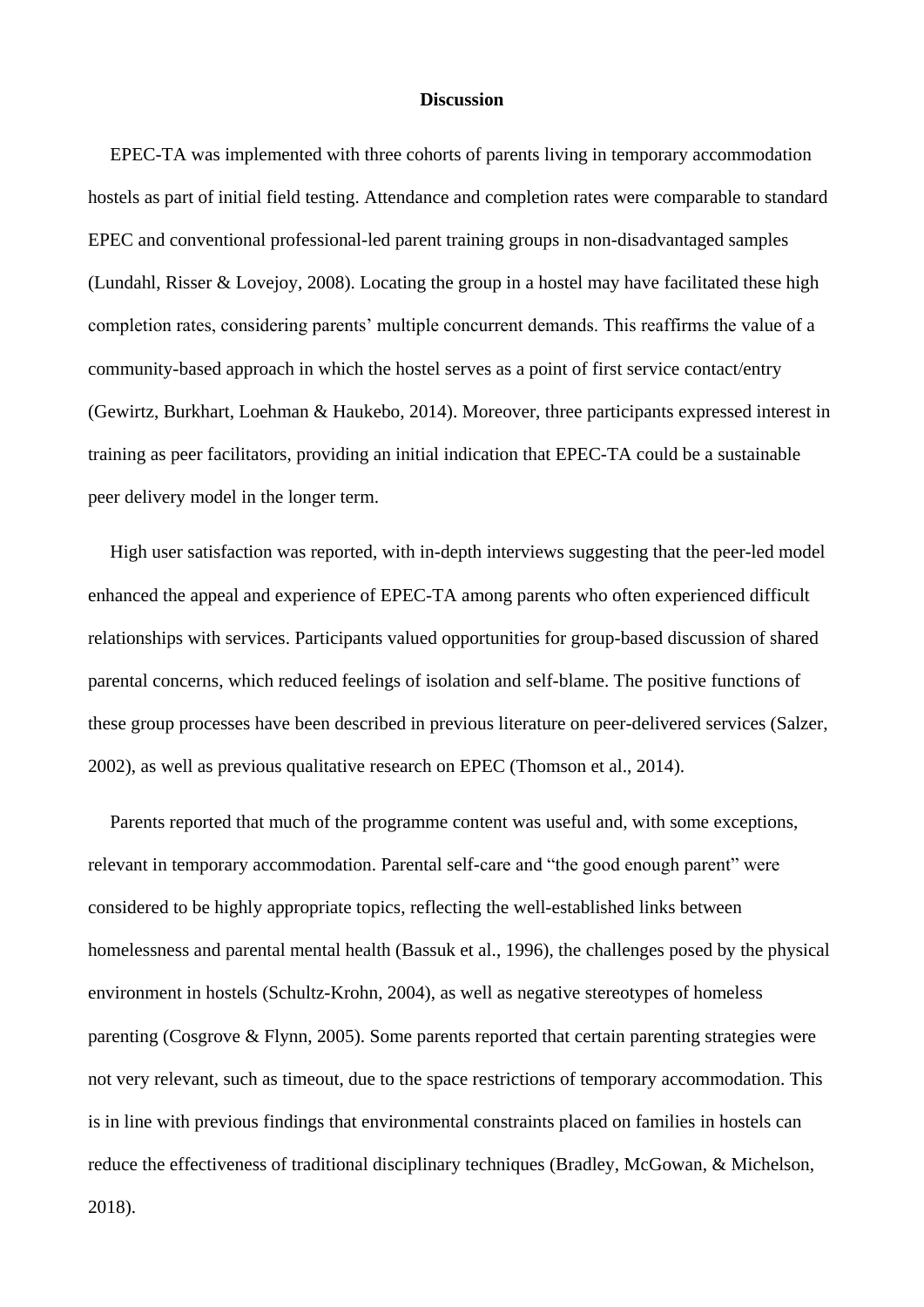## Discussion

EPEC-TA was implemented with three cohorts of parents living in temporary accommodation hostels as part of initial field testing. Attendance and completion rates were comparable to standard EPEC and conventional professional-led parent training groups in non-disadvantaged samples (Lundahl, Risser & Lovejoy, 2008). Locating the group in a hostel may have facilitated these high completion rates, considering parents' multiple concurrent demands. This reaffirms the value of a community-based approach in which the hostel serves as a point of first service contact/entry (Gewirtz, Burkhart, Loehman & Haukebo, 2014). Moreover, three participants expressed interest in training as peer facilitators, providing an initial indication that EPEC-TA could be a sustainable peer delivery model in the longer term.

High user satisfaction was reported, with in-depth interviews suggesting that the peer-led model enhanced the appeal and experience of EPEC-TA among parents who often experienced difficult relationships with services. Participants valued opportunities for group-based discussion of shared parental concerns, which reduced feelings of isolation and self-blame. The positive functions of these group processes have been described in previous literature on peer-delivered services (Salzer, 2002), as well as previous qualitative research on EPEC (Thomson et al., 2014).

Parents reported that much of the programme content was useful and, with some exceptions, relevant in temporary accommodation. Parental self-care and "the good enough parent" were considered to be highly appropriate topics, reflecting the well-established links between homelessness and parental mental health (Bassuk et al., 1996), the challenges posed by the physical environment in hostels (Schultz-Krohn, 2004), as well as negative stereotypes of homeless parenting (Cosgrove & Flynn, 2005). Some parents reported that certain parenting strategies were not very relevant, such as timeout, due to the space restrictions of temporary accommodation. This is in line with previous findings that environmental constraints placed on families in hostels can reduce the effectiveness of traditional disciplinary techniques (Bradley, McGowan, & Michelson, 2018).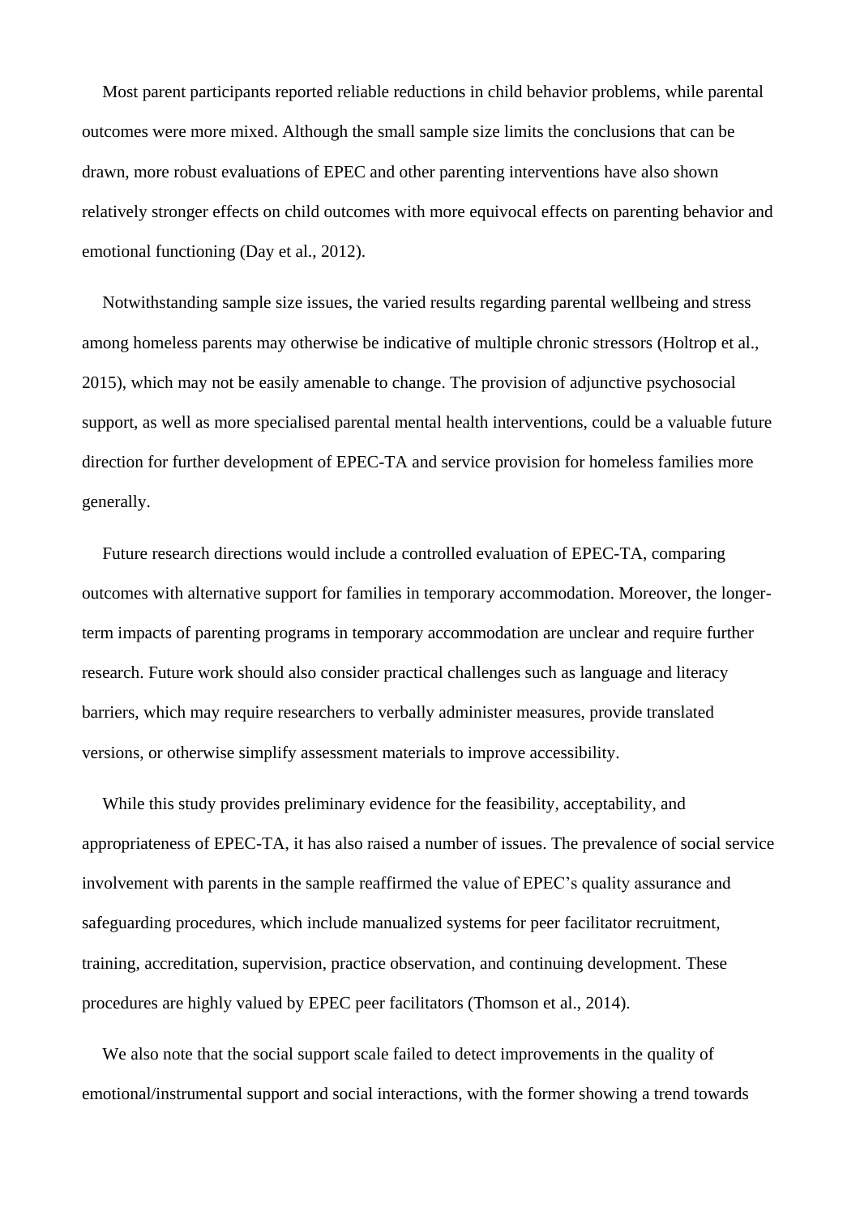Most parent participants reported reliable reductions in child behavior problems, while parental outcomes were more mixed. Although the small sample size limits the conclusions that can be drawn, more robust evaluations of EPEC and other parenting interventions have also shown relatively stronger effects on child outcomes with more equivocal effects on parenting behavior and emotional functioning (Day et al., 2012).

Notwithstanding sample size issues, the varied results regarding parental wellbeing and stress among homeless parents may otherwise be indicative of multiple chronic stressors (Holtrop et al., 2015), which may not be easily amenable to change. The provision of adjunctive psychosocial support, as well as more specialised parental mental health interventions, could be a valuable future direction for further development of EPEC-TA and service provision for homeless families more generally.

Future research directions would include a controlled evaluation of EPEC-TA, comparing outcomes with alternative support for families in temporary accommodation. Moreover, the longer-term impacts of parenting programs in temporary accommodation are unclear and require further research. Future work should also consider practical challenges such as language and literacy barriers, which may require researchers to verbally administer measures, provide translated versions, or otherwise simplify assessment materials to improve accessibility.

While this study provides preliminary evidence for the feasibility, acceptability, and appropriateness of EPEC-TA, it has also raised a number of issues. The prevalence of social service involvement with parents in the sample reaffirmed the value of EPEC's quality assurance and safeguarding procedures, which include manualized systems for peer facilitator recruitment, training, accreditation, supervision, practice observation, and continuing development. These procedures are highly valued by EPEC peer facilitators (Thomson et al., 2014).

We also note that the social support scale failed to detect improvements in the quality of emotional/instrumental support and social interactions, with the former showing a trend towards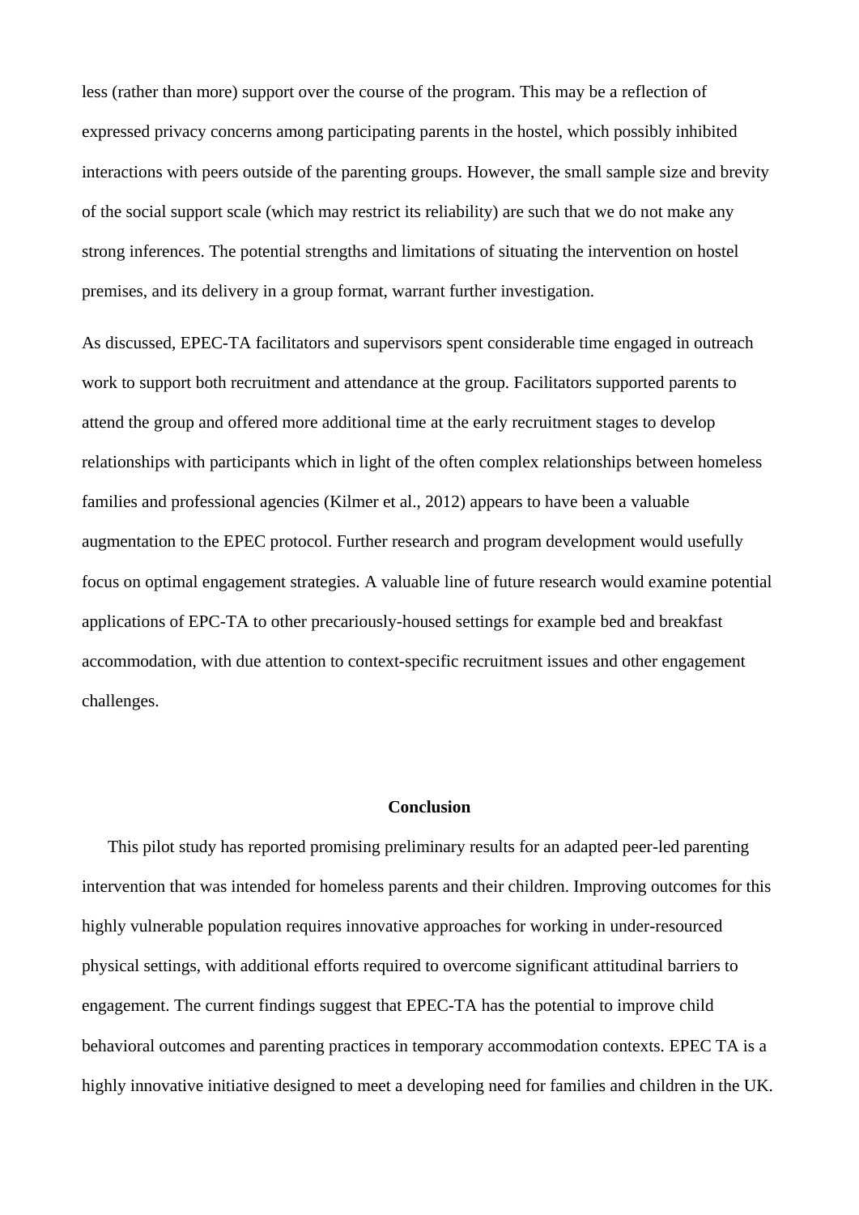less (rather than more) support over the course of the program. This may be a reflection of expressed privacy concerns among participating parents in the hostel, which possibly inhibited interactions with peers outside of the parenting groups. However, the small sample size and brevity of the social support scale (which may restrict its reliability) are such that we do not make any strong inferences. The potential strengths and limitations of situating the intervention on hostel premises, and its delivery in a group format, warrant further investigation.

As discussed, EPEC-TA facilitators and supervisors spent considerable time engaged in outreach work to support both recruitment and attendance at the group. Facilitators supported parents to attend the group and offered more additional time at the early recruitment stages to develop relationships with participants which in light of the often complex relationships between homeless families and professional agencies (Kilmer et al., 2012) appears to have been a valuable augmentation to the EPEC protocol. Further research and program development would usefully focus on optimal engagement strategies. A valuable line of future research would examine potential applications of EPC-TA to other precariously-housed settings for example bed and breakfast accommodation, with due attention to context-specific recruitment issues and other engagement challenges.

## Conclusion

This pilot study has reported promising preliminary results for an adapted peer-led parenting intervention that was intended for homeless parents and their children. Improving outcomes for this highly vulnerable population requires innovative approaches for working in under-resourced physical settings, with additional efforts required to overcome significant attitudinal barriers to engagement. The current findings suggest that EPEC-TA has the potential to improve child behavioral outcomes and parenting practices in temporary accommodation contexts. EPEC TA is a highly innovative initiative designed to meet a developing need for families and children in the UK.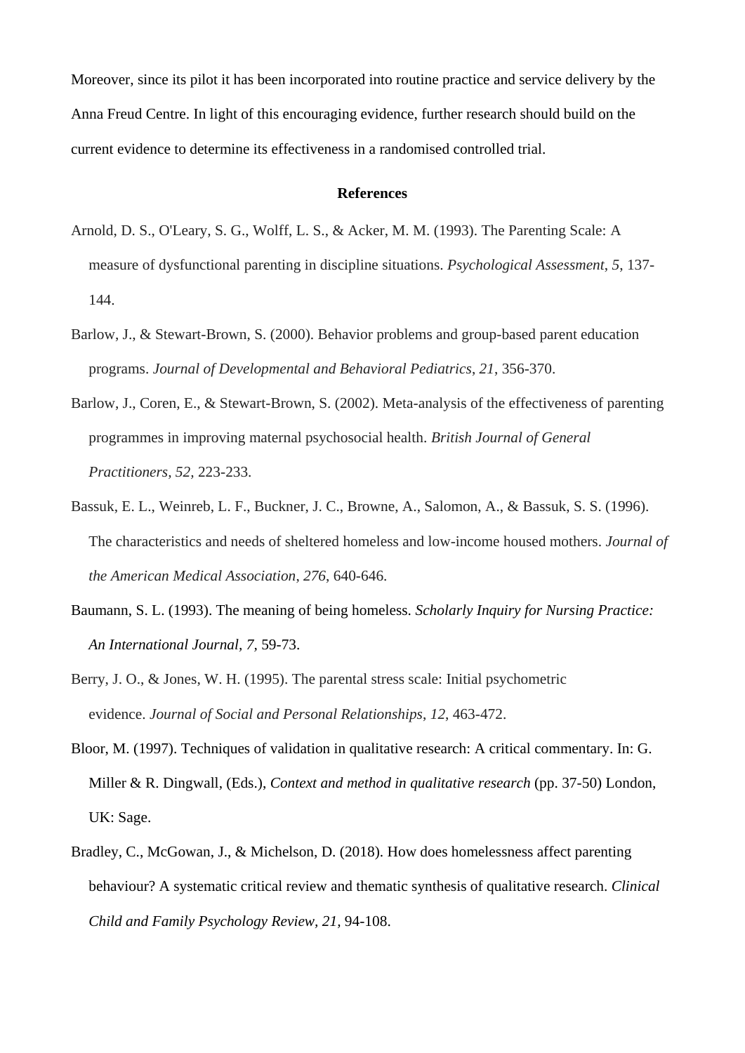Moreover, since its pilot it has been incorporated into routine practice and service delivery by the Anna Freud Centre. In light of this encouraging evidence, further research should build on the current evidence to determine its effectiveness in a randomised controlled trial.

**References**

Arnold, D. S., O'Leary, S. G., Wolff, L. S., & Acker, M. M. (1993). The Parenting Scale: A measure of dysfunctional parenting in discipline situations. *Psychological Assessment*, *5*, 137-144.

Barlow, J., & Stewart-Brown, S. (2000). Behavior problems and group-based parent education programs. *Journal of Developmental and Behavioral Pediatrics*, *21*, 356-370.

Barlow, J., Coren, E., & Stewart-Brown, S. (2002). Meta-analysis of the effectiveness of parenting programmes in improving maternal psychosocial health. *British Journal of General Practitioners*, *52*, 223-233.

Bassuk, E. L., Weinreb, L. F., Buckner, J. C., Browne, A., Salomon, A., & Bassuk, S. S. (1996). The characteristics and needs of sheltered homeless and low-income housed mothers. *Journal of the American Medical Association*, *276*, 640-646.

Baumann, S. L. (1993). The meaning of being homeless. *Scholarly Inquiry for Nursing Practice: An International Journal*, *7*, 59-73.

Berry, J. O., & Jones, W. H. (1995). The parental stress scale: Initial psychometric evidence. *Journal of Social and Personal Relationships*, *12*, 463-472.

Bloor, M. (1997). Techniques of validation in qualitative research: A critical commentary. In: G. Miller & R. Dingwall, (Eds.), *Context and method in qualitative research* (pp. 37-50) London, UK: Sage.

Bradley, C., McGowan, J., & Michelson, D. (2018). How does homelessness affect parenting behaviour? A systematic critical review and thematic synthesis of qualitative research. *Clinical Child and Family Psychology Review*, *21*, 94-108.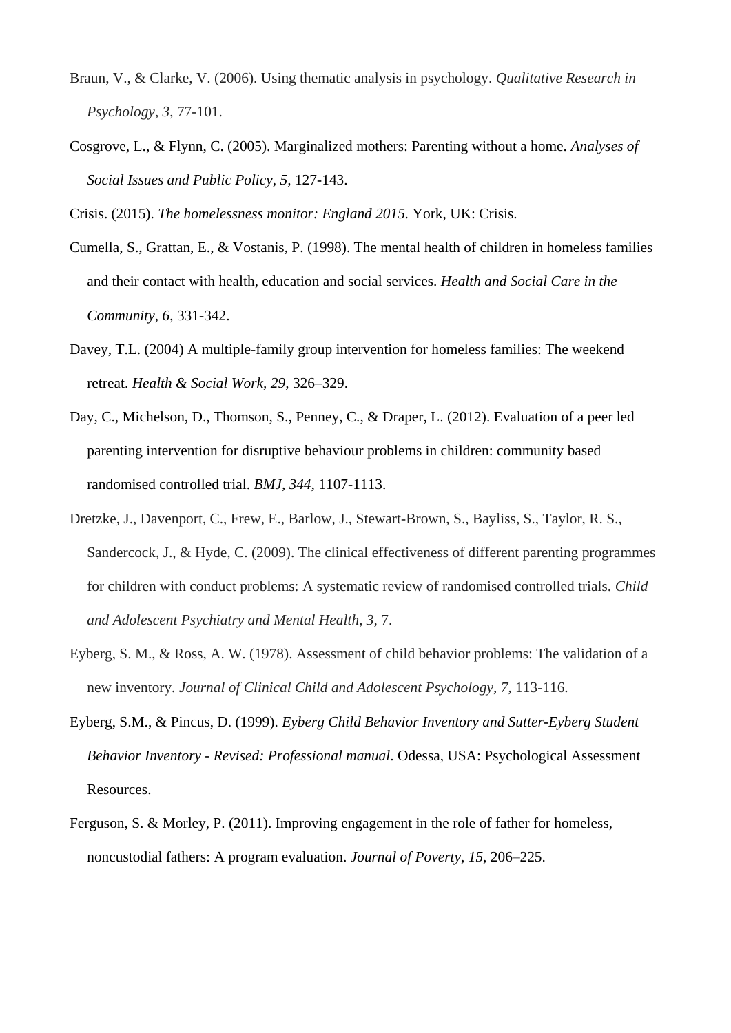Braun, V., & Clarke, V. (2006). Using thematic analysis in psychology. *Qualitative Research in Psychology*, *3*, 77-101.

Cosgrove, L., & Flynn, C. (2005). Marginalized mothers: Parenting without a home. *Analyses of Social Issues and Public Policy, 5,* 127-143.

Crisis. (2015). *The homelessness monitor: England 2015.* York, UK: Crisis.

Cumella, S., Grattan, E., & Vostanis, P. (1998). The mental health of children in homeless families and their contact with health, education and social services. *Health and Social Care in the Community, 6*, 331-342.

Davey, T.L. (2004) A multiple-family group intervention for homeless families: The weekend retreat. *Health & Social Work, 29*, 326–329.

Day, C., Michelson, D., Thomson, S., Penney, C., & Draper, L. (2012). Evaluation of a peer led parenting intervention for disruptive behaviour problems in children: community based randomised controlled trial. *BMJ, 344*, 1107-1113.

Dretzke, J., Davenport, C., Frew, E., Barlow, J., Stewart-Brown, S., Bayliss, S., Taylor, R. S., Sandercock, J., & Hyde, C. (2009). The clinical effectiveness of different parenting programmes for children with conduct problems: A systematic review of randomised controlled trials. *Child and Adolescent Psychiatry and Mental Health, 3,* 7.

Eyberg, S. M., & Ross, A. W. (1978). Assessment of child behavior problems: The validation of a new inventory. *Journal of Clinical Child and Adolescent Psychology*, *7*, 113-116.

Eyberg, S.M., & Pincus, D. (1999). *Eyberg Child Behavior Inventory and Sutter-Eyberg Student Behavior Inventory - Revised: Professional manual*. Odessa, USA: Psychological Assessment Resources.

Ferguson, S. & Morley, P. (2011). Improving engagement in the role of father for homeless, noncustodial fathers: A program evaluation. *Journal of Poverty*, *15,* 206–225.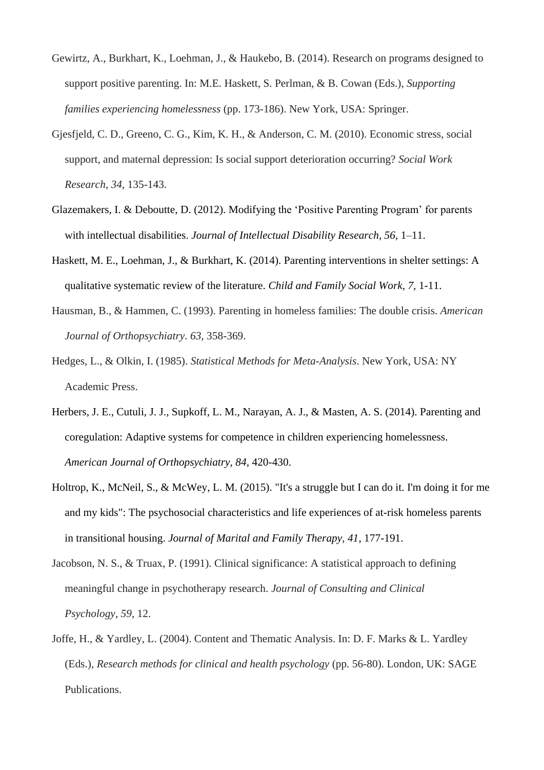Gewirtz, A., Burkhart, K., Loehman, J., & Haukebo, B. (2014). Research on programs designed to support positive parenting. In: M.E. Haskett, S. Perlman, & B. Cowan (Eds.), *Supporting families experiencing homelessness* (pp. 173-186). New York, USA: Springer.

Gjesfjeld, C. D., Greeno, C. G., Kim, K. H., & Anderson, C. M. (2010). Economic stress, social support, and maternal depression: Is social support deterioration occurring? *Social Work Research*, *34*, 135-143.

Glazemakers, I. & Deboutte, D. (2012). Modifying the 'Positive Parenting Program' for parents with intellectual disabilities. *Journal of Intellectual Disability Research, 56*, 1–11.

Haskett, M. E., Loehman, J., & Burkhart, K. (2014). Parenting interventions in shelter settings: A qualitative systematic review of the literature. *Child and Family Social Work*, *7,* 1-11.

Hausman, B., & Hammen, C. (1993). Parenting in homeless families: The double crisis. *American Journal of Orthopsychiatry*. *63*, 358-369.

Hedges, L., & Olkin, I. (1985). *Statistical Methods for Meta-Analysis*. New York, USA: NY Academic Press.

Herbers, J. E., Cutuli, J. J., Supkoff, L. M., Narayan, A. J., & Masten, A. S. (2014). Parenting and coregulation: Adaptive systems for competence in children experiencing homelessness. *American Journal of Orthopsychiatry, 84*, 420-430.

Holtrop, K., McNeil, S., & McWey, L. M. (2015). "It's a struggle but I can do it. I'm doing it for me and my kids": The psychosocial characteristics and life experiences of at-risk homeless parents in transitional housing. *Journal of Marital and Family Therapy, 41*, 177-191.

Jacobson, N. S., & Truax, P. (1991). Clinical significance: A statistical approach to defining meaningful change in psychotherapy research. *Journal of Consulting and Clinical Psychology*, *59*, 12.

Joffe, H., & Yardley, L. (2004). Content and Thematic Analysis. In: D. F. Marks & L. Yardley (Eds.), *Research methods for clinical and health psychology* (pp. 56-80). London, UK: SAGE Publications.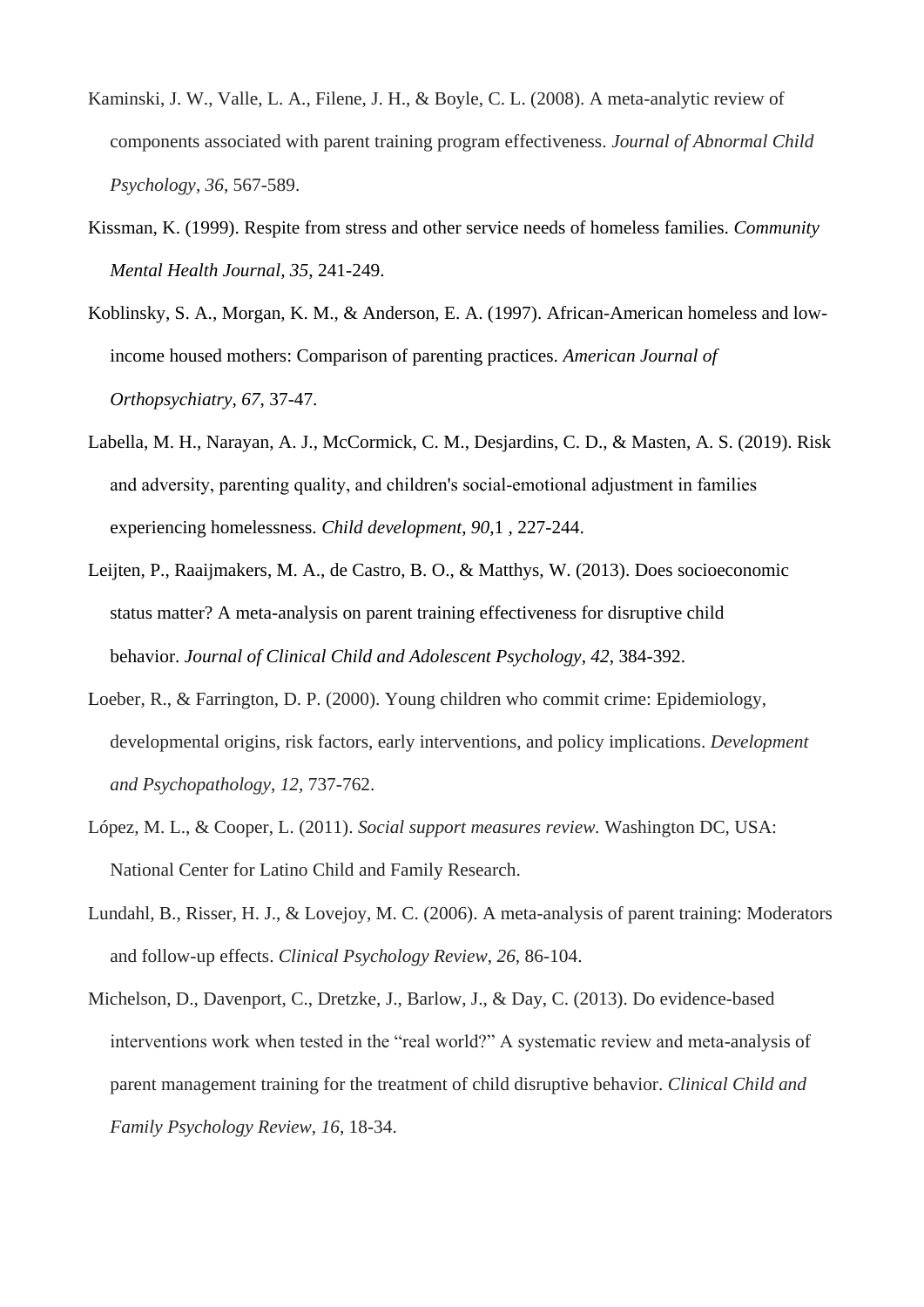Kaminski, J. W., Valle, L. A., Filene, J. H., & Boyle, C. L. (2008). A meta-analytic review of components associated with parent training program effectiveness. *Journal of Abnormal Child Psychology*, *36*, 567-589.

Kissman, K. (1999). Respite from stress and other service needs of homeless families. *Community Mental Health Journal, 35*, 241-249.

Koblinsky, S. A., Morgan, K. M., & Anderson, E. A. (1997). African-American homeless and low-income housed mothers: Comparison of parenting practices. *American Journal of Orthopsychiatry, 67*, 37-47.

Labella, M. H., Narayan, A. J., McCormick, C. M., Desjardins, C. D., & Masten, A. S. (2019). Risk and adversity, parenting quality, and children's social-emotional adjustment in families experiencing homelessness. *Child development, 90*,1 , 227-244.

Leijten, P., Raaijmakers, M. A., de Castro, B. O., & Matthys, W. (2013). Does socioeconomic status matter? A meta-analysis on parent training effectiveness for disruptive child behavior. *Journal of Clinical Child and Adolescent Psychology*, *42*, 384-392.

Loeber, R., & Farrington, D. P. (2000). Young children who commit crime: Epidemiology, developmental origins, risk factors, early interventions, and policy implications. *Development and Psychopathology*, *12*, 737-762.

López, M. L., & Cooper, L. (2011). *Social support measures review.* Washington DC, USA: National Center for Latino Child and Family Research.

Lundahl, B., Risser, H. J., & Lovejoy, M. C. (2006). A meta-analysis of parent training: Moderators and follow-up effects. *Clinical Psychology Review*, *26*, 86-104.

Michelson, D., Davenport, C., Dretzke, J., Barlow, J., & Day, C. (2013). Do evidence-based interventions work when tested in the "real world?" A systematic review and meta-analysis of parent management training for the treatment of child disruptive behavior. *Clinical Child and Family Psychology Review*, *16*, 18-34.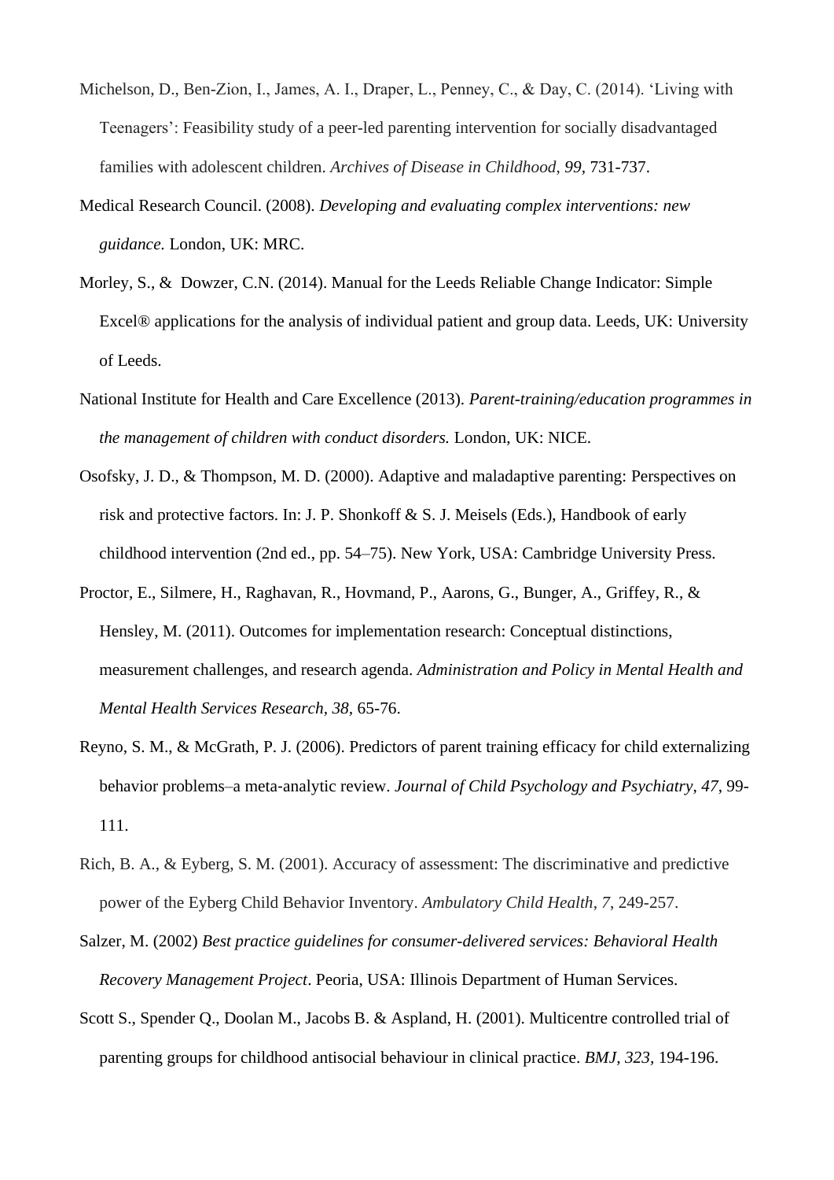Michelson, D., Ben-Zion, I., James, A. I., Draper, L., Penney, C., & Day, C. (2014). 'Living with Teenagers': Feasibility study of a peer-led parenting intervention for socially disadvantaged families with adolescent children. *Archives of Disease in Childhood*, *99*, 731-737.

Medical Research Council. (2008). *Developing and evaluating complex interventions: new guidance.* London, UK: MRC.

Morley, S., & Dowzer, C.N. (2014). Manual for the Leeds Reliable Change Indicator: Simple Excel® applications for the analysis of individual patient and group data. Leeds, UK: University of Leeds.

National Institute for Health and Care Excellence (2013). *Parent-training/education programmes in the management of children with conduct disorders.* London, UK: NICE.

Osofsky, J. D., & Thompson, M. D. (2000). Adaptive and maladaptive parenting: Perspectives on risk and protective factors. In: J. P. Shonkoff & S. J. Meisels (Eds.), Handbook of early childhood intervention (2nd ed., pp. 54–75). New York, USA: Cambridge University Press.

Proctor, E., Silmere, H., Raghavan, R., Hovmand, P., Aarons, G., Bunger, A., Griffey, R., & Hensley, M. (2011). Outcomes for implementation research: Conceptual distinctions, measurement challenges, and research agenda. *Administration and Policy in Mental Health and Mental Health Services Research, 38,* 65-76.

Reyno, S. M., & McGrath, P. J. (2006). Predictors of parent training efficacy for child externalizing behavior problems–a meta-analytic review. *Journal of Child Psychology and Psychiatry*, *47*, 99-111.

Rich, B. A., & Eyberg, S. M. (2001). Accuracy of assessment: The discriminative and predictive power of the Eyberg Child Behavior Inventory. *Ambulatory Child Health*, *7*, 249-257.

Salzer, M. (2002) *Best practice guidelines for consumer-delivered services: Behavioral Health Recovery Management Project*. Peoria, USA: Illinois Department of Human Services.

Scott S., Spender Q., Doolan M., Jacobs B. & Aspland, H. (2001). Multicentre controlled trial of parenting groups for childhood antisocial behaviour in clinical practice. *BMJ, 323,* 194-196.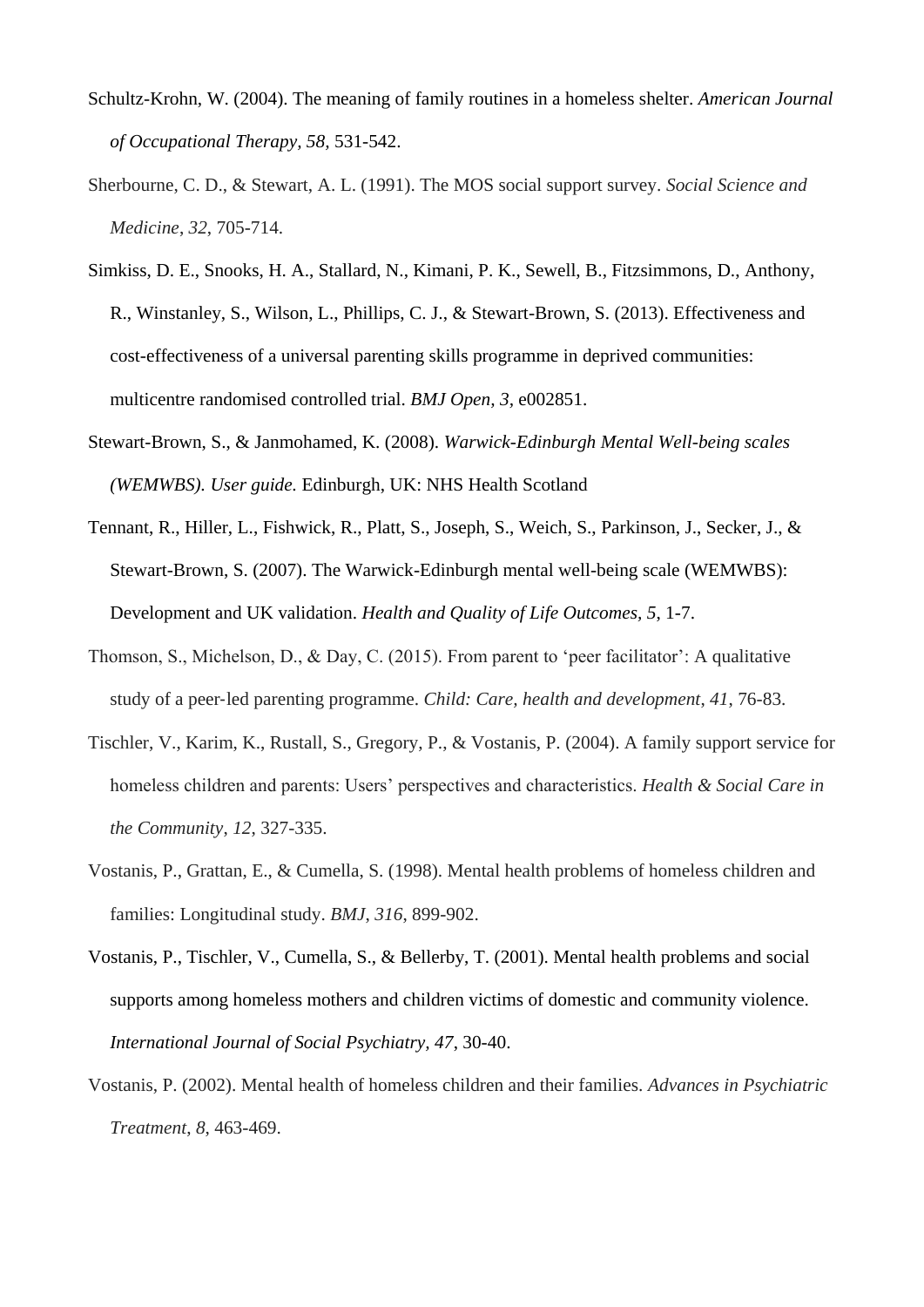Schultz-Krohn, W. (2004). The meaning of family routines in a homeless shelter. *American Journal of Occupational Therapy, 58*, 531-542.

Sherbourne, C. D., & Stewart, A. L. (1991). The MOS social support survey. *Social Science and Medicine*, *32*, 705-714.

Simkiss, D. E., Snooks, H. A., Stallard, N., Kimani, P. K., Sewell, B., Fitzsimmons, D., Anthony, R., Winstanley, S., Wilson, L., Phillips, C. J., & Stewart-Brown, S. (2013). Effectiveness and cost-effectiveness of a universal parenting skills programme in deprived communities: multicentre randomised controlled trial. *BMJ Open, 3*, e002851.

Stewart-Brown, S., & Janmohamed, K. (2008). *Warwick-Edinburgh Mental Well-being scales (WEMWBS). User guide.* Edinburgh, UK: NHS Health Scotland

Tennant, R., Hiller, L., Fishwick, R., Platt, S., Joseph, S., Weich, S., Parkinson, J., Secker, J., & Stewart-Brown, S. (2007). The Warwick-Edinburgh mental well-being scale (WEMWBS): Development and UK validation. *Health and Quality of Life Outcomes, 5*, 1-7.

Thomson, S., Michelson, D., & Day, C. (2015). From parent to 'peer facilitator': A qualitative study of a peer-led parenting programme. *Child: Care, health and development*, *41*, 76-83.

Tischler, V., Karim, K., Rustall, S., Gregory, P., & Vostanis, P. (2004). A family support service for homeless children and parents: Users' perspectives and characteristics. *Health & Social Care in the Community*, *12*, 327-335.

Vostanis, P., Grattan, E., & Cumella, S. (1998). Mental health problems of homeless children and families: Longitudinal study. *BMJ*, *316*, 899-902.

Vostanis, P., Tischler, V., Cumella, S., & Bellerby, T. (2001). Mental health problems and social supports among homeless mothers and children victims of domestic and community violence. *International Journal of Social Psychiatry*, *47*, 30-40.

Vostanis, P. (2002). Mental health of homeless children and their families. *Advances in Psychiatric Treatment*, *8*, 463-469.